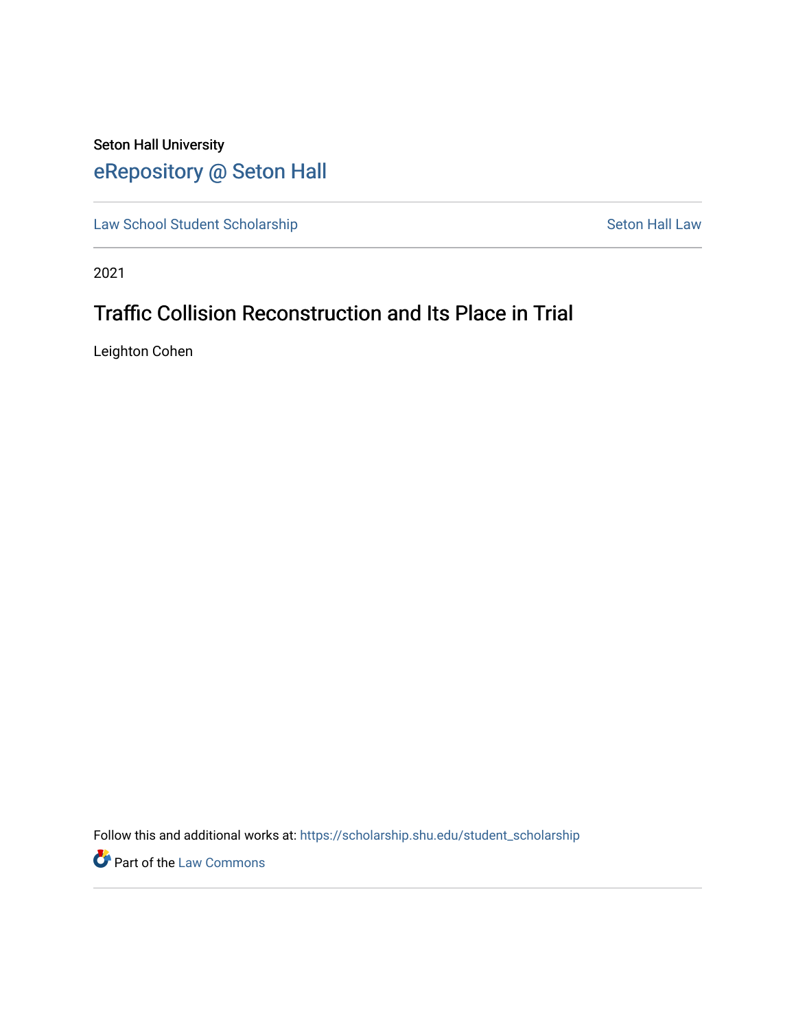Seton Hall University

# eRepository @ Seton Hall

Law School Student Scholarship | Seton Hall Law

2021

## Traffic Collision Reconstruction and Its Place in Trial

Leighton Cohen

Follow this and additional works at: https://scholarship.shu.edu/student_scholarship

Part of the Law Commons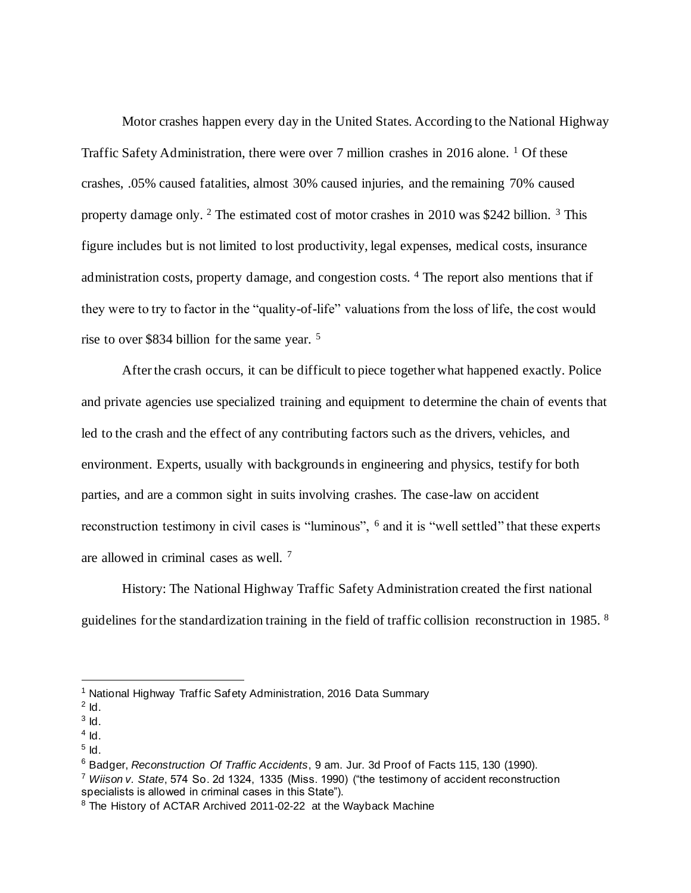Motor crashes happen every day in the United States. According to the National Highway Traffic Safety Administration, there were over 7 million crashes in 2016 alone. [1] Of these crashes, .05% caused fatalities, almost 30% caused injuries, and the remaining 70% caused property damage only. [2] The estimated cost of motor crashes in 2010 was $242 billion. [3] This figure includes but is not limited to lost productivity, legal expenses, medical costs, insurance administration costs, property damage, and congestion costs. [4] The report also mentions that if they were to try to factor in the "quality-of-life" valuations from the loss of life, the cost would rise to over $834 billion for the same year. [5]

After the crash occurs, it can be difficult to piece together what happened exactly. Police and private agencies use specialized training and equipment to determine the chain of events that led to the crash and the effect of any contributing factors such as the drivers, vehicles, and environment. Experts, usually with backgrounds in engineering and physics, testify for both parties, and are a common sight in suits involving crashes. The case-law on accident reconstruction testimony in civil cases is "luminous", [6] and it is "well settled" that these experts are allowed in criminal cases as well. [7]

History: The National Highway Traffic Safety Administration created the first national guidelines for the standardization training in the field of traffic collision reconstruction in 1985. [8]

---

[1] National Highway Traffic Safety Administration, 2016 Data Summary

[2] Id.

[3] Id.

[4] Id.

[5] Id.

[6] Badger, *Reconstruction Of Traffic Accidents*, 9 am. Jur. 3d Proof of Facts 115, 130 (1990).

[7] *Wiison v. State*, 574 So. 2d 1324, 1335 (Miss. 1990) ("the testimony of accident reconstruction specialists is allowed in criminal cases in this State").

[8] The History of ACTAR Archived 2011-02-22 at the Wayback Machine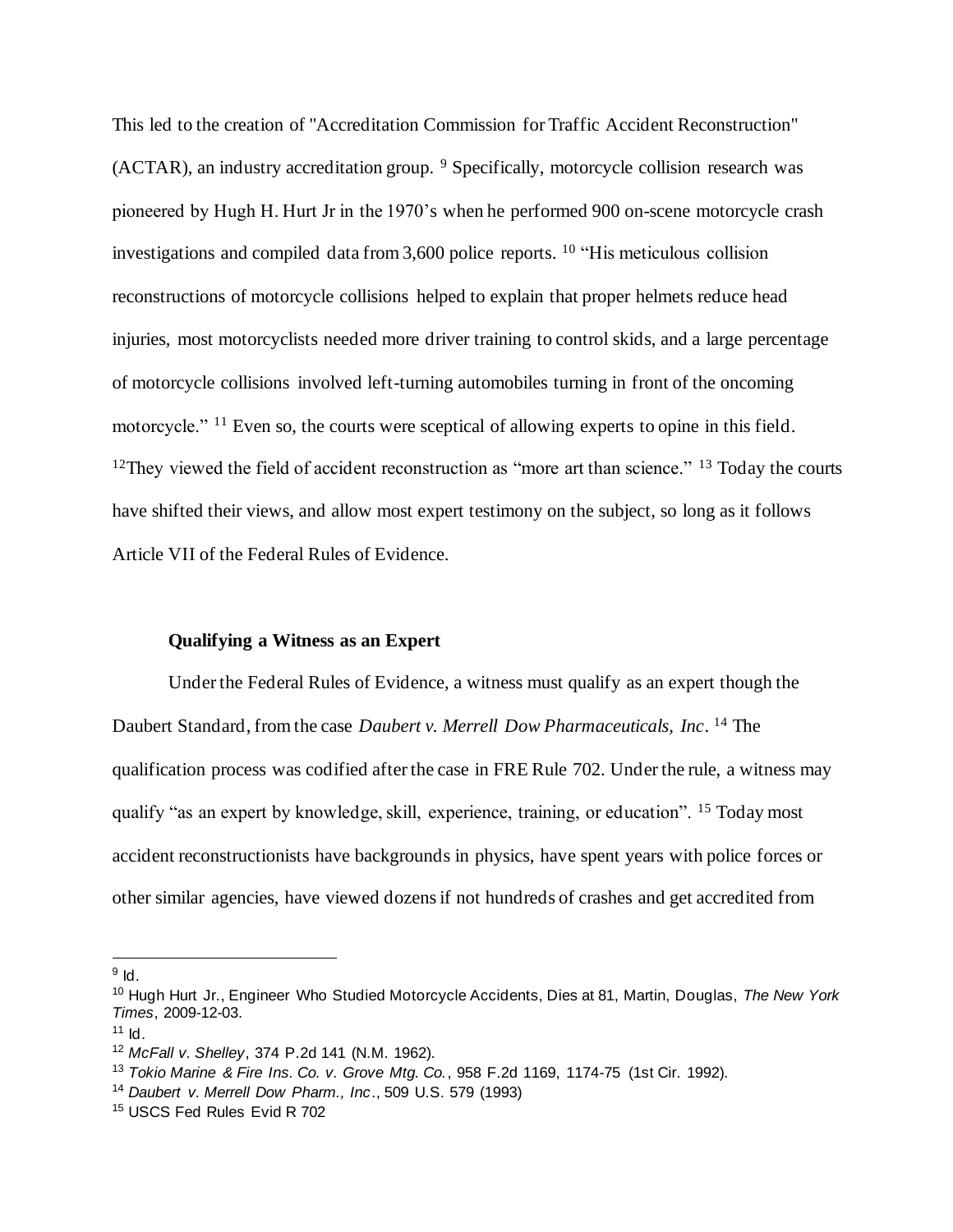This led to the creation of "Accreditation Commission for Traffic Accident Reconstruction" (ACTAR), an industry accreditation group. [9] Specifically, motorcycle collision research was pioneered by Hugh H. Hurt Jr in the 1970's when he performed 900 on-scene motorcycle crash investigations and compiled data from 3,600 police reports. [10] "His meticulous collision reconstructions of motorcycle collisions helped to explain that proper helmets reduce head injuries, most motorcyclists needed more driver training to control skids, and a large percentage of motorcycle collisions involved left-turning automobiles turning in front of the oncoming motorcycle." [11] Even so, the courts were sceptical of allowing experts to opine in this field. [12]They viewed the field of accident reconstruction as "more art than science." [13] Today the courts have shifted their views, and allow most expert testimony on the subject, so long as it follows Article VII of the Federal Rules of Evidence.

### Qualifying a Witness as an Expert

Under the Federal Rules of Evidence, a witness must qualify as an expert though the Daubert Standard, from the case *Daubert v. Merrell Dow Pharmaceuticals, Inc*. [14] The qualification process was codified after the case in FRE Rule 702. Under the rule, a witness may qualify "as an expert by knowledge, skill, experience, training, or education". [15] Today most accident reconstructionists have backgrounds in physics, have spent years with police forces or other similar agencies, have viewed dozens if not hundreds of crashes and get accredited from

---

[9] Id.

[10] Hugh Hurt Jr., Engineer Who Studied Motorcycle Accidents, Dies at 81, Martin, Douglas, *The New York Times*, 2009-12-03.

[11] Id.

[12] *McFall v. Shelley*, 374 P.2d 141 (N.M. 1962).

[13] *Tokio Marine & Fire Ins. Co. v. Grove Mtg. Co.*, 958 F.2d 1169, 1174-75 (1st Cir. 1992).

[14] *Daubert v. Merrell Dow Pharm., Inc*., 509 U.S. 579 (1993)

[15] USCS Fed Rules Evid R 702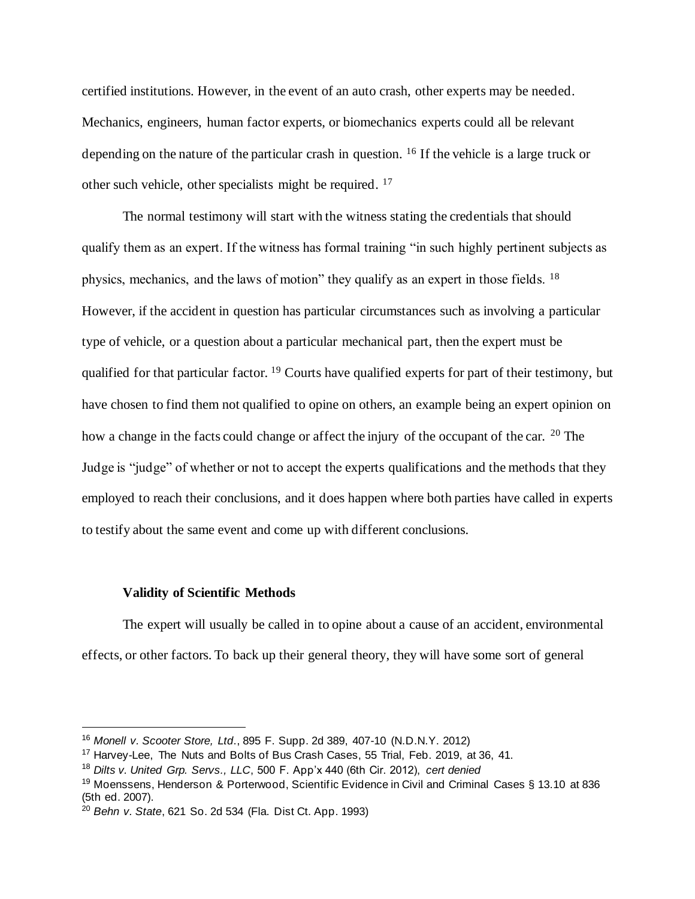certified institutions. However, in the event of an auto crash, other experts may be needed. Mechanics, engineers, human factor experts, or biomechanics experts could all be relevant depending on the nature of the particular crash in question. [16] If the vehicle is a large truck or other such vehicle, other specialists might be required. [17]

The normal testimony will start with the witness stating the credentials that should qualify them as an expert. If the witness has formal training "in such highly pertinent subjects as physics, mechanics, and the laws of motion" they qualify as an expert in those fields. [18] However, if the accident in question has particular circumstances such as involving a particular type of vehicle, or a question about a particular mechanical part, then the expert must be qualified for that particular factor. [19] Courts have qualified experts for part of their testimony, but have chosen to find them not qualified to opine on others, an example being an expert opinion on how a change in the facts could change or affect the injury of the occupant of the car. [20] The Judge is "judge" of whether or not to accept the experts qualifications and the methods that they employed to reach their conclusions, and it does happen where both parties have called in experts to testify about the same event and come up with different conclusions.

### Validity of Scientific Methods

The expert will usually be called in to opine about a cause of an accident, environmental effects, or other factors. To back up their general theory, they will have some sort of general

---

[16] *Monell v. Scooter Store, Ltd.*, 895 F. Supp. 2d 389, 407-10 (N.D.N.Y. 2012)

[17] Harvey-Lee, The Nuts and Bolts of Bus Crash Cases, 55 Trial, Feb. 2019, at 36, 41.

[18] *Dilts v. United Grp. Servs., LLC*, 500 F. App'x 440 (6th Cir. 2012), *cert denied*

[19] Moenssens, Henderson & Porterwood, Scientific Evidence in Civil and Criminal Cases § 13.10 at 836 (5th ed. 2007).

[20] *Behn v. State*, 621 So. 2d 534 (Fla. Dist Ct. App. 1993)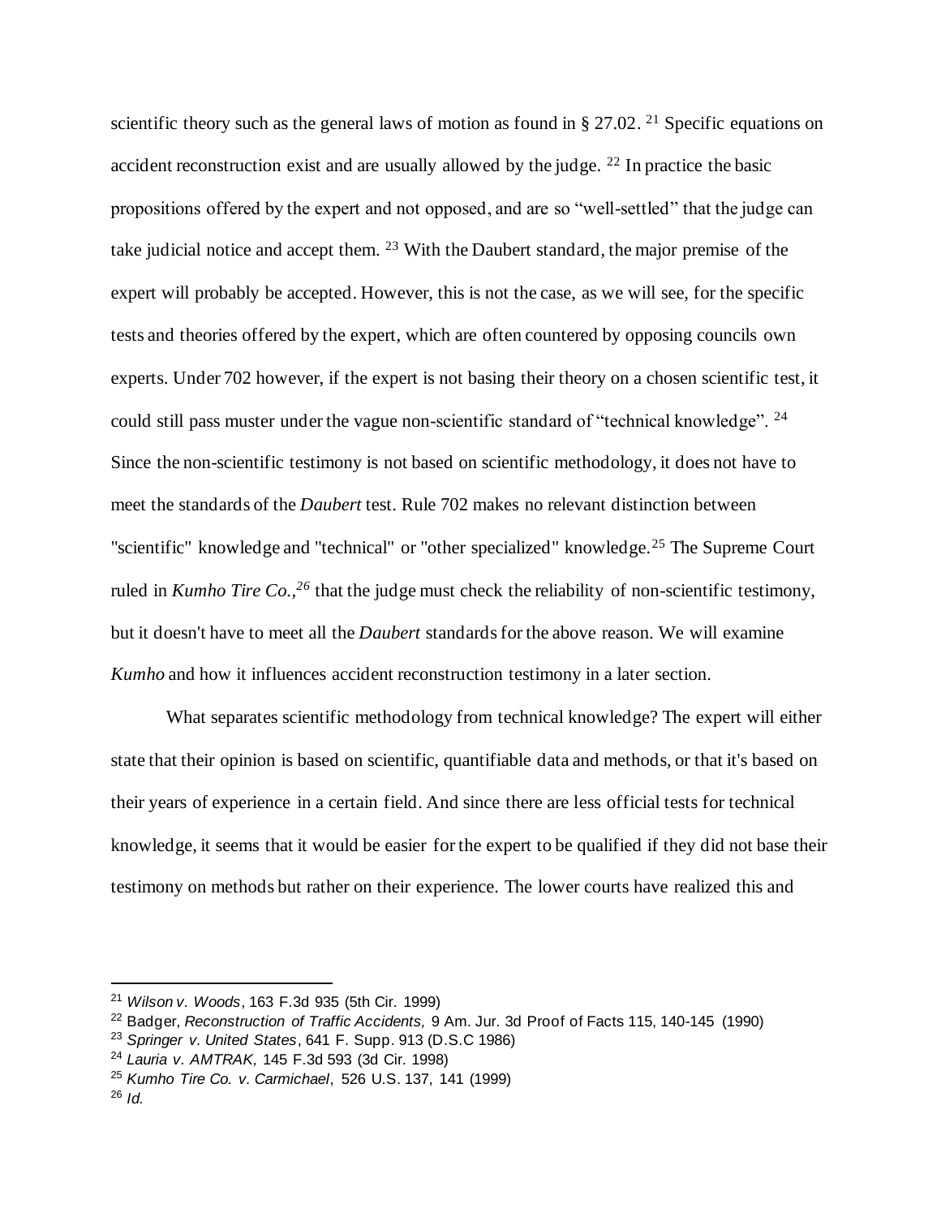scientific theory such as the general laws of motion as found in § 27.02. [21] Specific equations on accident reconstruction exist and are usually allowed by the judge. [22] In practice the basic propositions offered by the expert and not opposed, and are so "well-settled" that the judge can take judicial notice and accept them. [23] With the Daubert standard, the major premise of the expert will probably be accepted. However, this is not the case, as we will see, for the specific tests and theories offered by the expert, which are often countered by opposing councils own experts. Under 702 however, if the expert is not basing their theory on a chosen scientific test, it could still pass muster under the vague non-scientific standard of "technical knowledge". [24] Since the non-scientific testimony is not based on scientific methodology, it does not have to meet the standards of the *Daubert* test. Rule 702 makes no relevant distinction between "scientific" knowledge and "technical" or "other specialized" knowledge.[25] The Supreme Court ruled in *Kumho Tire Co.,[26]* that the judge must check the reliability of non-scientific testimony, but it doesn't have to meet all the *Daubert* standards for the above reason. We will examine *Kumho* and how it influences accident reconstruction testimony in a later section.

What separates scientific methodology from technical knowledge? The expert will either state that their opinion is based on scientific, quantifiable data and methods, or that it's based on their years of experience in a certain field. And since there are less official tests for technical knowledge, it seems that it would be easier for the expert to be qualified if they did not base their testimony on methods but rather on their experience. The lower courts have realized this and

---

[21] *Wilson v. Woods*, 163 F.3d 935 (5th Cir. 1999)

[22] Badger, *Reconstruction of Traffic Accidents,* 9 Am. Jur. 3d Proof of Facts 115, 140-145 (1990)

[23] *Springer v. United States*, 641 F. Supp. 913 (D.S.C 1986)

[24] *Lauria v. AMTRAK,* 145 F.3d 593 (3d Cir. 1998)

[25] *Kumho Tire Co. v. Carmichael*, 526 U.S. 137, 141 (1999)

[26] *Id.*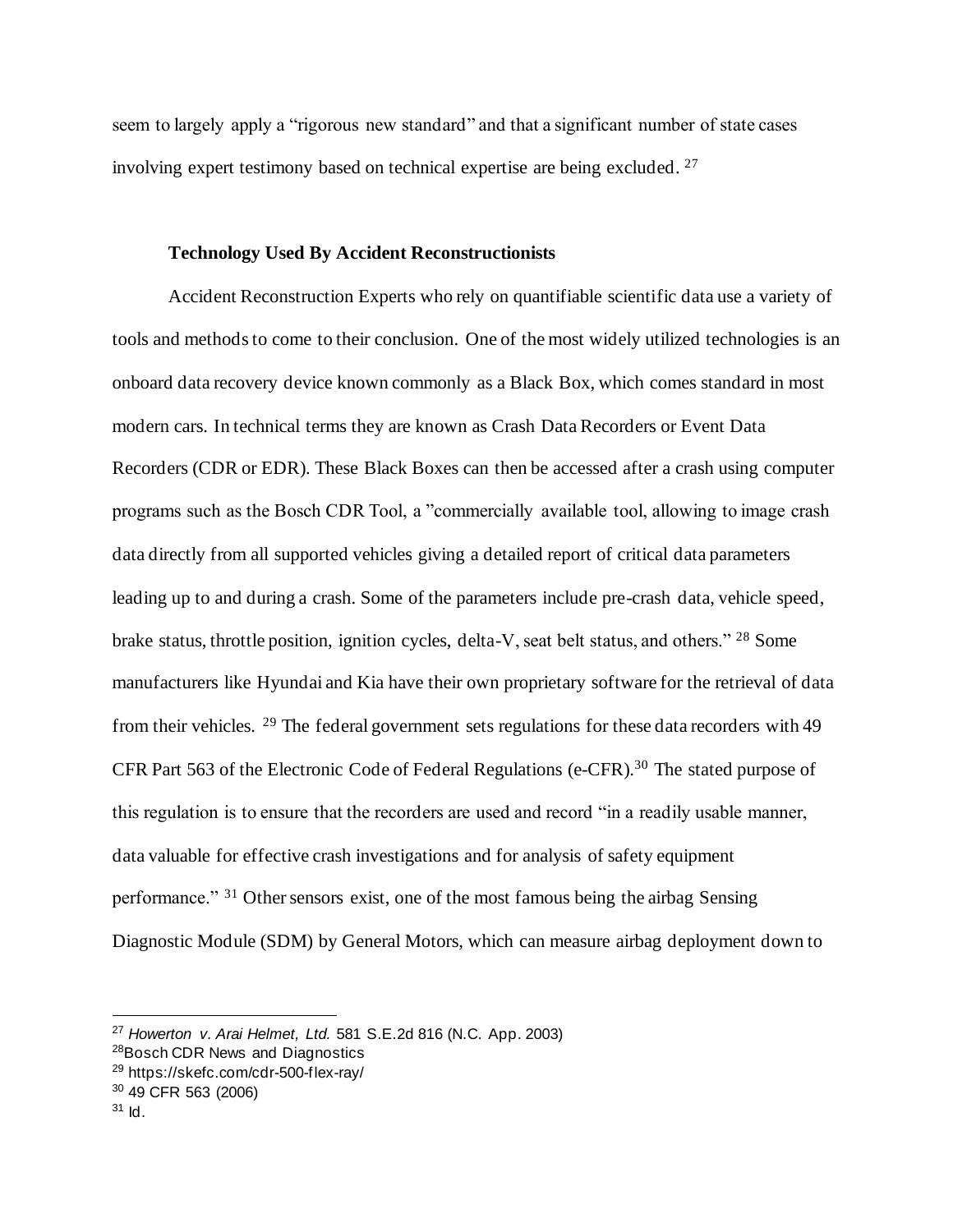seem to largely apply a "rigorous new standard" and that a significant number of state cases involving expert testimony based on technical expertise are being excluded. [27]

**Technology Used By Accident Reconstructionists**

Accident Reconstruction Experts who rely on quantifiable scientific data use a variety of tools and methods to come to their conclusion. One of the most widely utilized technologies is an onboard data recovery device known commonly as a Black Box, which comes standard in most modern cars. In technical terms they are known as Crash Data Recorders or Event Data Recorders (CDR or EDR). These Black Boxes can then be accessed after a crash using computer programs such as the Bosch CDR Tool, a "commercially available tool, allowing to image crash data directly from all supported vehicles giving a detailed report of critical data parameters leading up to and during a crash. Some of the parameters include pre-crash data, vehicle speed, brake status, throttle position, ignition cycles, delta-V, seat belt status, and others." [28] Some manufacturers like Hyundai and Kia have their own proprietary software for the retrieval of data from their vehicles. [29] The federal government sets regulations for these data recorders with 49 CFR Part 563 of the Electronic Code of Federal Regulations (e-CFR).[30] The stated purpose of this regulation is to ensure that the recorders are used and record "in a readily usable manner, data valuable for effective crash investigations and for analysis of safety equipment performance." [31] Other sensors exist, one of the most famous being the airbag Sensing Diagnostic Module (SDM) by General Motors, which can measure airbag deployment down to

---

[27] *Howerton v. Arai Helmet, Ltd.* 581 S.E.2d 816 (N.C. App. 2003)

[28] Bosch CDR News and Diagnostics

[29] https://skefc.com/cdr-500-flex-ray/

[30] 49 CFR 563 (2006)

[31] Id.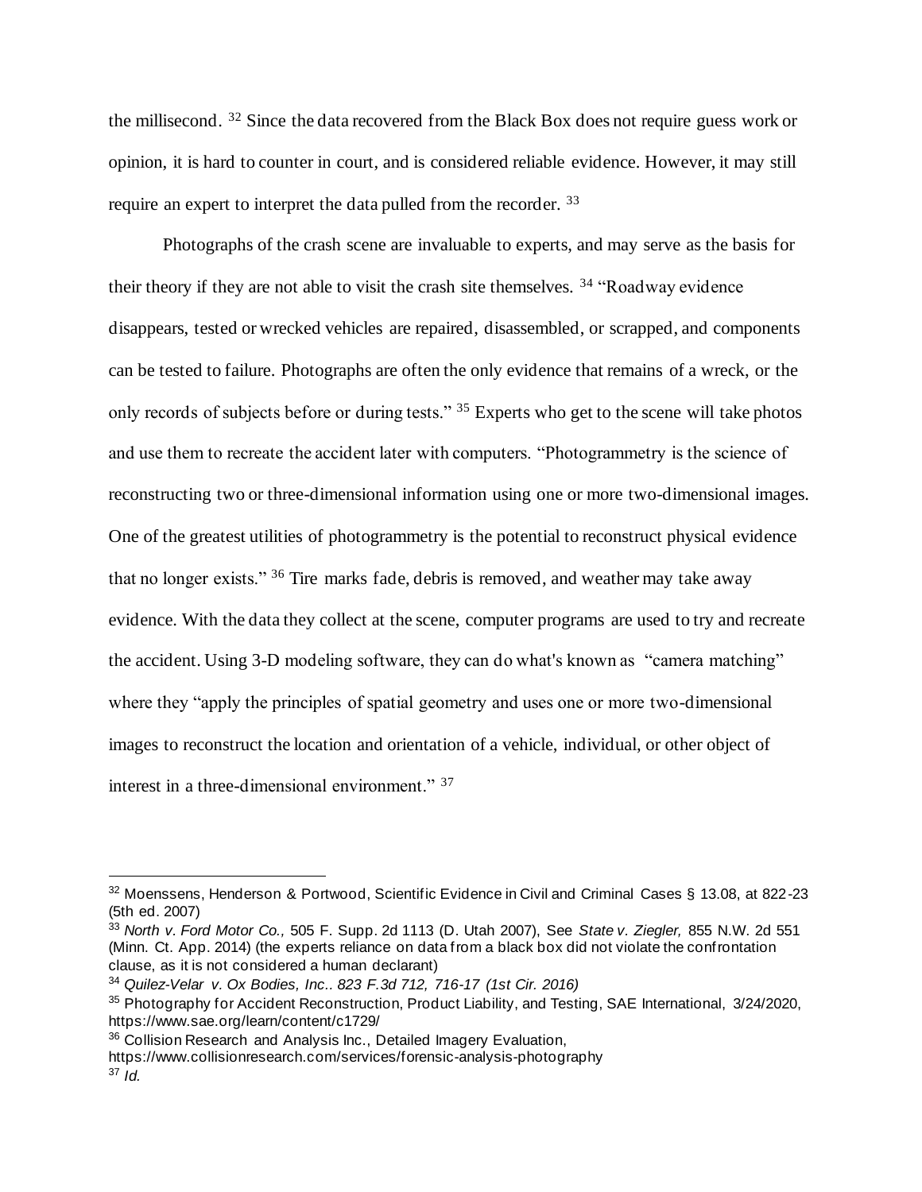the millisecond. [32] Since the data recovered from the Black Box does not require guess work or opinion, it is hard to counter in court, and is considered reliable evidence. However, it may still require an expert to interpret the data pulled from the recorder. [33]

Photographs of the crash scene are invaluable to experts, and may serve as the basis for their theory if they are not able to visit the crash site themselves. [34] "Roadway evidence disappears, tested or wrecked vehicles are repaired, disassembled, or scrapped, and components can be tested to failure. Photographs are often the only evidence that remains of a wreck, or the only records of subjects before or during tests." [35] Experts who get to the scene will take photos and use them to recreate the accident later with computers. "Photogrammetry is the science of reconstructing two or three-dimensional information using one or more two-dimensional images. One of the greatest utilities of photogrammetry is the potential to reconstruct physical evidence that no longer exists." [36] Tire marks fade, debris is removed, and weather may take away evidence. With the data they collect at the scene, computer programs are used to try and recreate the accident. Using 3-D modeling software, they can do what's known as "camera matching" where they "apply the principles of spatial geometry and uses one or more two-dimensional images to reconstruct the location and orientation of a vehicle, individual, or other object of interest in a three-dimensional environment." [37]

---

[32] Moenssens, Henderson & Portwood, Scientific Evidence in Civil and Criminal Cases § 13.08, at 822-23 (5th ed. 2007)

[33] *North v. Ford Motor Co.,* 505 F. Supp. 2d 1113 (D. Utah 2007), See *State v. Ziegler,* 855 N.W. 2d 551 (Minn. Ct. App. 2014) (the experts reliance on data from a black box did not violate the confrontation clause, as it is not considered a human declarant)

[34] *Quilez-Velar v. Ox Bodies, Inc.. 823 F.3d 712, 716-17 (1st Cir. 2016)*

[35] Photography for Accident Reconstruction, Product Liability, and Testing, SAE International, 3/24/2020, https://www.sae.org/learn/content/c1729/

[36] Collision Research and Analysis Inc., Detailed Imagery Evaluation, https://www.collisionresearch.com/services/forensic-analysis-photography

[37] *Id.*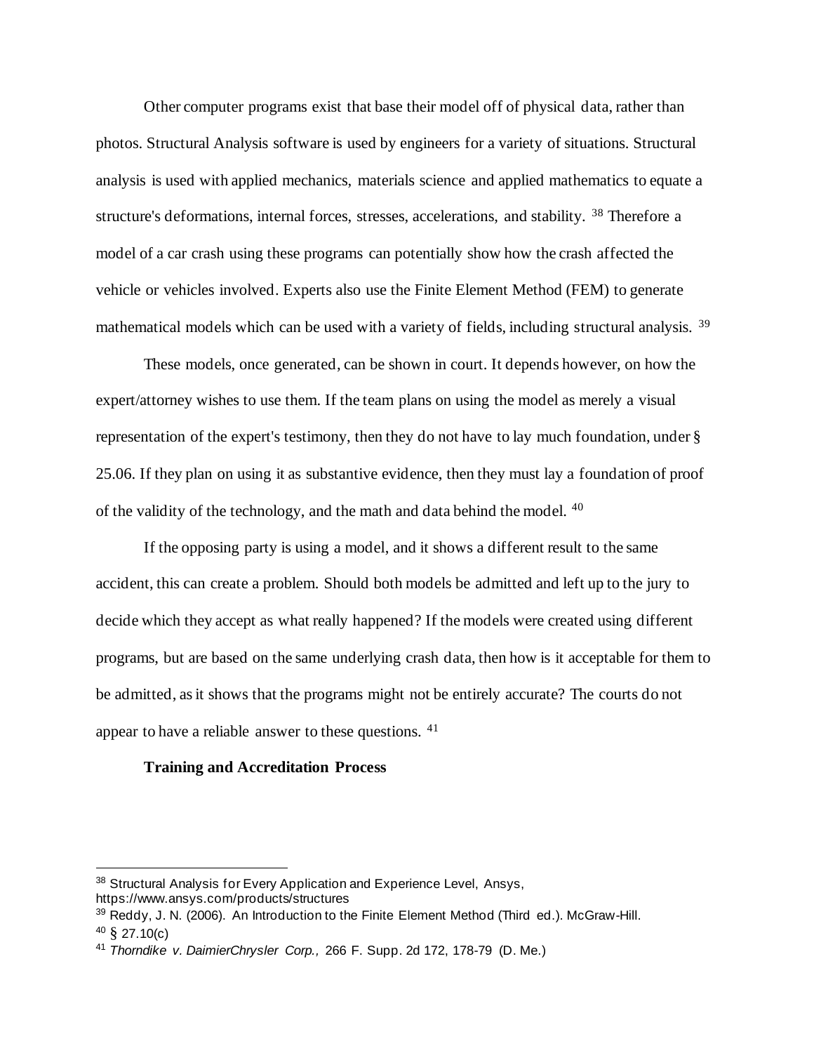Other computer programs exist that base their model off of physical data, rather than photos. Structural Analysis software is used by engineers for a variety of situations. Structural analysis is used with applied mechanics, materials science and applied mathematics to equate a structure's deformations, internal forces, stresses, accelerations, and stability. [38] Therefore a model of a car crash using these programs can potentially show how the crash affected the vehicle or vehicles involved. Experts also use the Finite Element Method (FEM) to generate mathematical models which can be used with a variety of fields, including structural analysis. [39]

These models, once generated, can be shown in court. It depends however, on how the expert/attorney wishes to use them. If the team plans on using the model as merely a visual representation of the expert's testimony, then they do not have to lay much foundation, under § 25.06. If they plan on using it as substantive evidence, then they must lay a foundation of proof of the validity of the technology, and the math and data behind the model. [40]

If the opposing party is using a model, and it shows a different result to the same accident, this can create a problem. Should both models be admitted and left up to the jury to decide which they accept as what really happened? If the models were created using different programs, but are based on the same underlying crash data, then how is it acceptable for them to be admitted, as it shows that the programs might not be entirely accurate? The courts do not appear to have a reliable answer to these questions. [41]

**Training and Accreditation Process**

---

[38] Structural Analysis for Every Application and Experience Level, Ansys, https://www.ansys.com/products/structures

[39] Reddy, J. N. (2006). An Introduction to the Finite Element Method (Third ed.). McGraw-Hill.

[40] § 27.10(c)

[41] *Thorndike v. DaimierChrysler Corp.,* 266 F. Supp. 2d 172, 178-79 (D. Me.)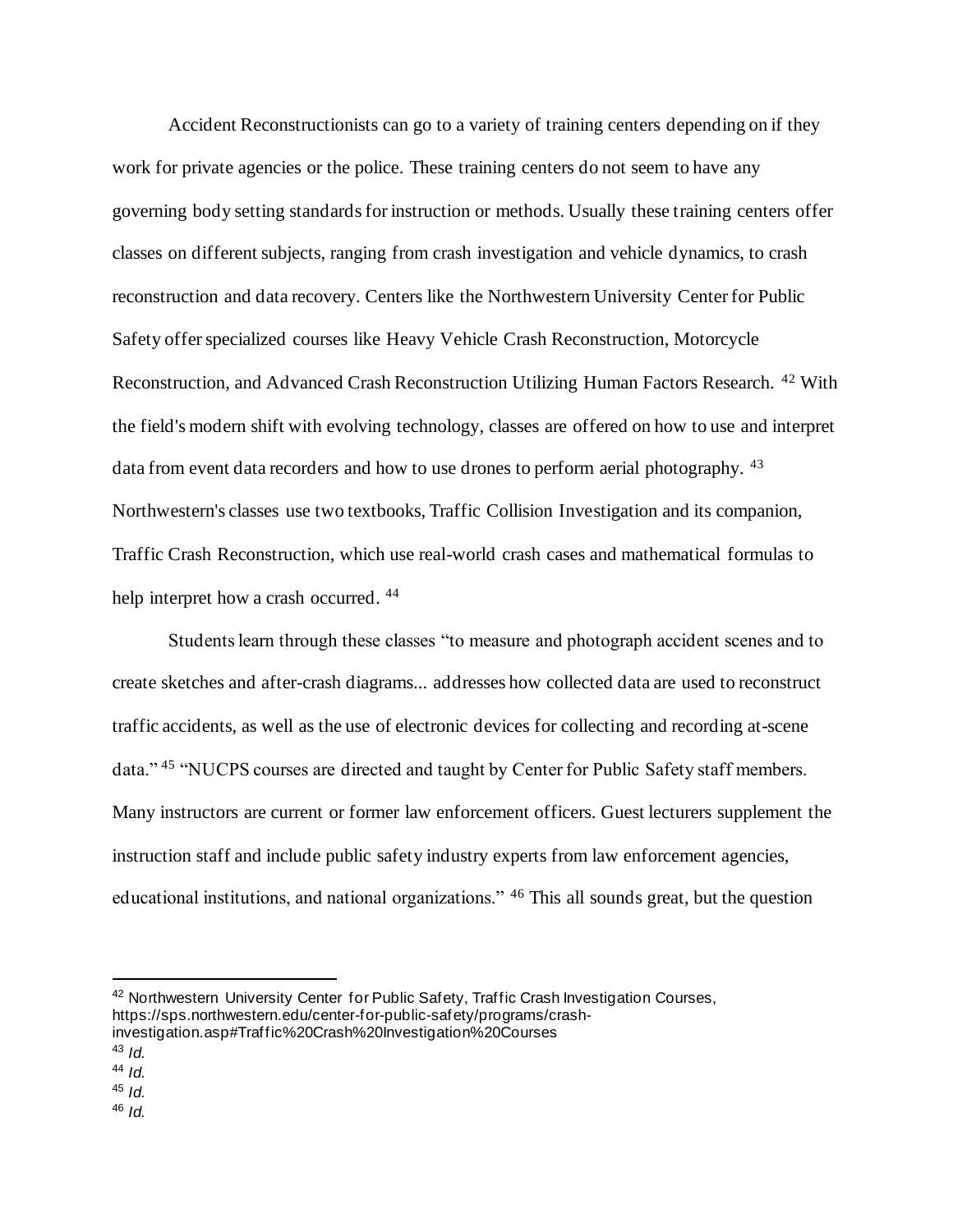Accident Reconstructionists can go to a variety of training centers depending on if they work for private agencies or the police. These training centers do not seem to have any governing body setting standards for instruction or methods. Usually these training centers offer classes on different subjects, ranging from crash investigation and vehicle dynamics, to crash reconstruction and data recovery. Centers like the Northwestern University Center for Public Safety offer specialized courses like Heavy Vehicle Crash Reconstruction, Motorcycle Reconstruction, and Advanced Crash Reconstruction Utilizing Human Factors Research. [42] With the field's modern shift with evolving technology, classes are offered on how to use and interpret data from event data recorders and how to use drones to perform aerial photography. [43] Northwestern's classes use two textbooks, Traffic Collision Investigation and its companion, Traffic Crash Reconstruction, which use real-world crash cases and mathematical formulas to help interpret how a crash occurred. [44]

Students learn through these classes "to measure and photograph accident scenes and to create sketches and after-crash diagrams... addresses how collected data are used to reconstruct traffic accidents, as well as the use of electronic devices for collecting and recording at-scene data." [45] "NUCPS courses are directed and taught by Center for Public Safety staff members. Many instructors are current or former law enforcement officers. Guest lecturers supplement the instruction staff and include public safety industry experts from law enforcement agencies, educational institutions, and national organizations." [46] This all sounds great, but the question

---

[42] Northwestern University Center for Public Safety, Traffic Crash Investigation Courses, https://sps.northwestern.edu/center-for-public-safety/programs/crash-investigation.asp#Traffic%20Crash%20Investigation%20Courses

[43] *Id.*

[44] *Id.*

[45] *Id.*

[46] *Id.*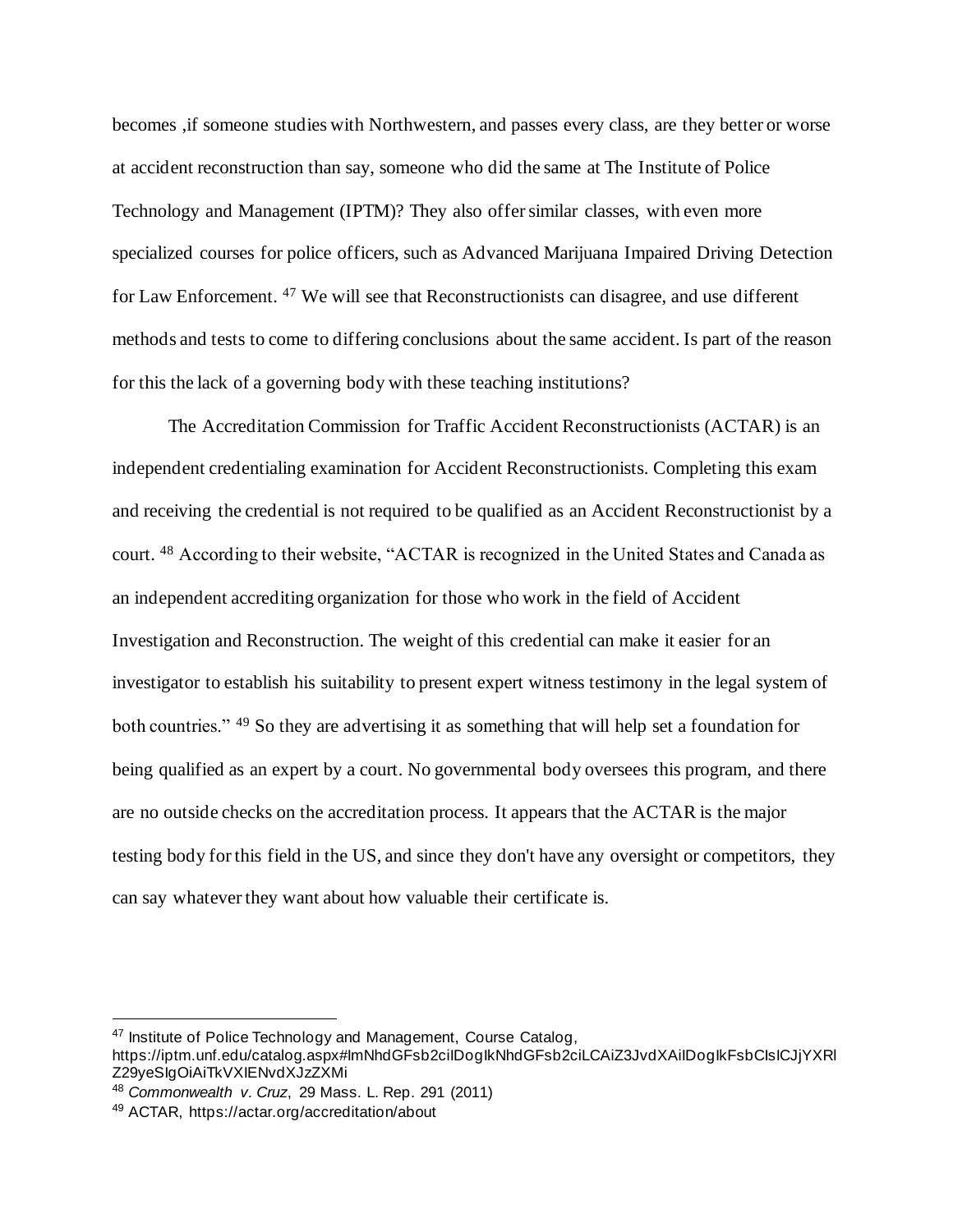becomes ,if someone studies with Northwestern, and passes every class, are they better or worse at accident reconstruction than say, someone who did the same at The Institute of Police Technology and Management (IPTM)? They also offer similar classes, with even more specialized courses for police officers, such as Advanced Marijuana Impaired Driving Detection for Law Enforcement. [47] We will see that Reconstructionists can disagree, and use different methods and tests to come to differing conclusions about the same accident. Is part of the reason for this the lack of a governing body with these teaching institutions?

The Accreditation Commission for Traffic Accident Reconstructionists (ACTAR) is an independent credentialing examination for Accident Reconstructionists. Completing this exam and receiving the credential is not required to be qualified as an Accident Reconstructionist by a court. [48] According to their website, "ACTAR is recognized in the United States and Canada as an independent accrediting organization for those who work in the field of Accident Investigation and Reconstruction. The weight of this credential can make it easier for an investigator to establish his suitability to present expert witness testimony in the legal system of both countries." [49] So they are advertising it as something that will help set a foundation for being qualified as an expert by a court. No governmental body oversees this program, and there are no outside checks on the accreditation process. It appears that the ACTAR is the major testing body for this field in the US, and since they don't have any oversight or competitors, they can say whatever they want about how valuable their certificate is.

---

[47] Institute of Police Technology and Management, Course Catalog, https://iptm.unf.edu/catalog.aspx#ImNhdGFsb2ciIDogIkNhdGFsb2ciLCAiZ3JvdXAiIDogIkFsbCIsICJjYXRlZ29yeSIgOiAiTkVXIENvdXJzZXMi

[48] *Commonwealth v. Cruz*, 29 Mass. L. Rep. 291 (2011)

[49] ACTAR, https://actar.org/accreditation/about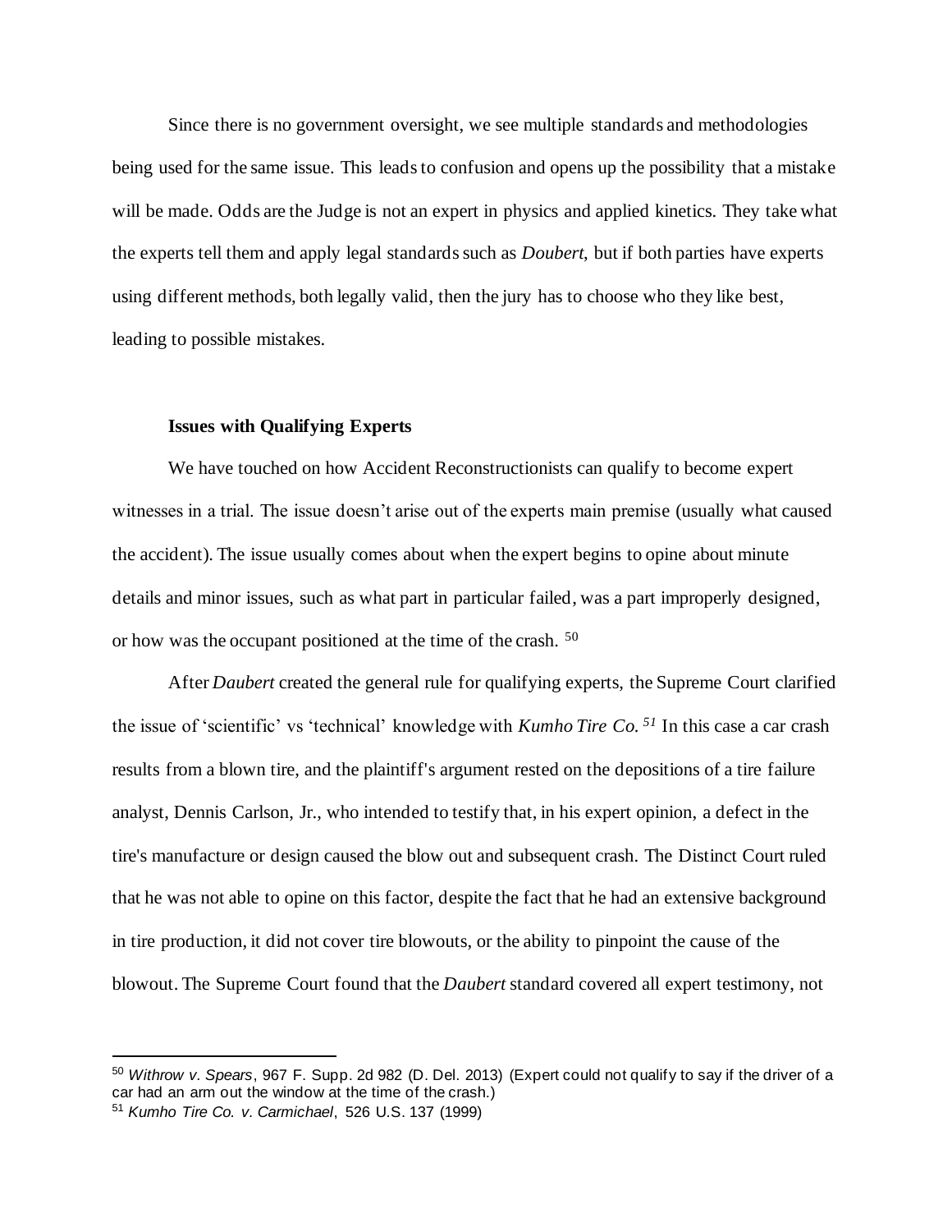Since there is no government oversight, we see multiple standards and methodologies being used for the same issue. This leads to confusion and opens up the possibility that a mistake will be made. Odds are the Judge is not an expert in physics and applied kinetics. They take what the experts tell them and apply legal standards such as *Doubert,* but if both parties have experts using different methods, both legally valid, then the jury has to choose who they like best, leading to possible mistakes.

**Issues with Qualifying Experts**

We have touched on how Accident Reconstructionists can qualify to become expert witnesses in a trial. The issue doesn't arise out of the experts main premise (usually what caused the accident). The issue usually comes about when the expert begins to opine about minute details and minor issues, such as what part in particular failed, was a part improperly designed, or how was the occupant positioned at the time of the crash. [50]

After *Daubert* created the general rule for qualifying experts, the Supreme Court clarified the issue of 'scientific' vs 'technical' knowledge with *Kumho Tire Co.* [51] In this case a car crash results from a blown tire, and the plaintiff's argument rested on the depositions of a tire failure analyst, Dennis Carlson, Jr., who intended to testify that, in his expert opinion, a defect in the tire's manufacture or design caused the blow out and subsequent crash. The Distinct Court ruled that he was not able to opine on this factor, despite the fact that he had an extensive background in tire production, it did not cover tire blowouts, or the ability to pinpoint the cause of the blowout. The Supreme Court found that the *Daubert* standard covered all expert testimony, not

---

[50] *Withrow v. Spears*, 967 F. Supp. 2d 982 (D. Del. 2013) (Expert could not qualify to say if the driver of a car had an arm out the window at the time of the crash.)

[51] *Kumho Tire Co. v. Carmichael*, 526 U.S. 137 (1999)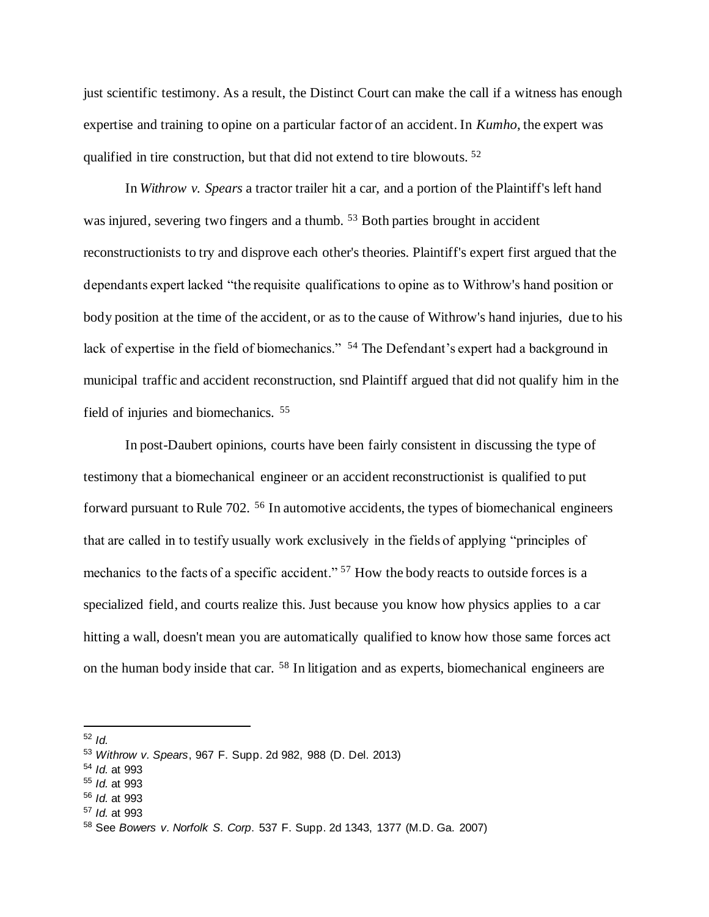just scientific testimony. As a result, the Distinct Court can make the call if a witness has enough expertise and training to opine on a particular factor of an accident. In *Kumho*, the expert was qualified in tire construction, but that did not extend to tire blowouts. [52]

In *Withrow v. Spears* a tractor trailer hit a car, and a portion of the Plaintiff's left hand was injured, severing two fingers and a thumb. [53] Both parties brought in accident reconstructionists to try and disprove each other's theories. Plaintiff's expert first argued that the dependants expert lacked "the requisite qualifications to opine as to Withrow's hand position or body position at the time of the accident, or as to the cause of Withrow's hand injuries, due to his lack of expertise in the field of biomechanics." [54] The Defendant's expert had a background in municipal traffic and accident reconstruction, snd Plaintiff argued that did not qualify him in the field of injuries and biomechanics. [55]

In post-Daubert opinions, courts have been fairly consistent in discussing the type of testimony that a biomechanical engineer or an accident reconstructionist is qualified to put forward pursuant to Rule 702. [56] In automotive accidents, the types of biomechanical engineers that are called in to testify usually work exclusively in the fields of applying "principles of mechanics to the facts of a specific accident." [57] How the body reacts to outside forces is a specialized field, and courts realize this. Just because you know how physics applies to a car hitting a wall, doesn't mean you are automatically qualified to know how those same forces act on the human body inside that car. [58] In litigation and as experts, biomechanical engineers are

---

[52] *Id.*

[53] *Withrow v. Spears*, 967 F. Supp. 2d 982, 988 (D. Del. 2013)

[54] *Id.* at 993

[55] *Id.* at 993

[56] *Id.* at 993

[57] *Id.* at 993

[58] See *Bowers v. Norfolk S. Corp*. 537 F. Supp. 2d 1343, 1377 (M.D. Ga. 2007)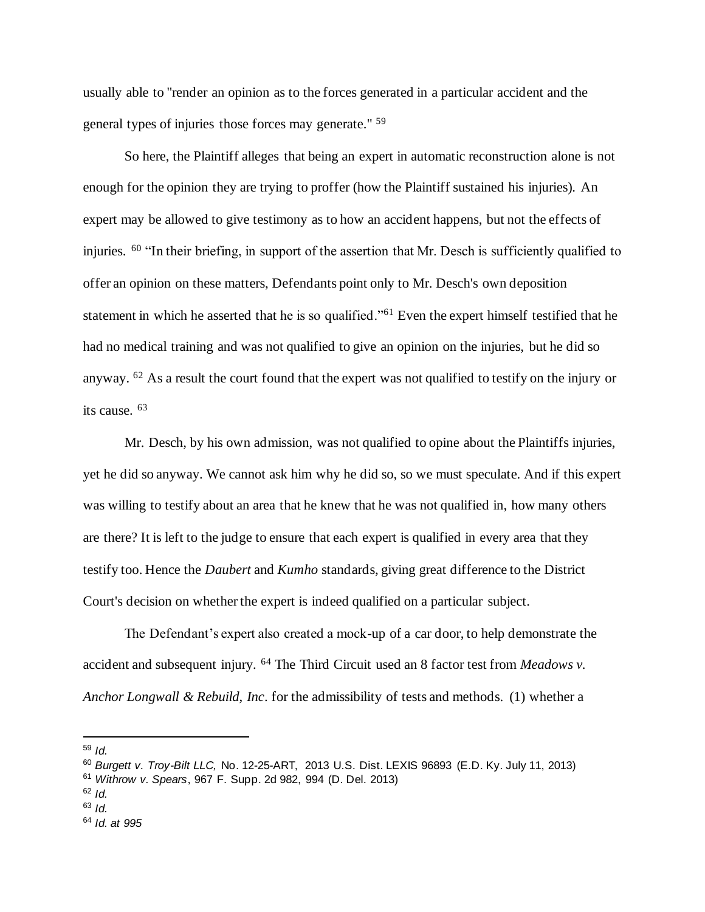usually able to "render an opinion as to the forces generated in a particular accident and the general types of injuries those forces may generate." [59]

So here, the Plaintiff alleges that being an expert in automatic reconstruction alone is not enough for the opinion they are trying to proffer (how the Plaintiff sustained his injuries). An expert may be allowed to give testimony as to how an accident happens, but not the effects of injuries. [60] "In their briefing, in support of the assertion that Mr. Desch is sufficiently qualified to offer an opinion on these matters, Defendants point only to Mr. Desch's own deposition statement in which he asserted that he is so qualified."[61] Even the expert himself testified that he had no medical training and was not qualified to give an opinion on the injuries, but he did so anyway. [62] As a result the court found that the expert was not qualified to testify on the injury or its cause. [63]

Mr. Desch, by his own admission, was not qualified to opine about the Plaintiffs injuries, yet he did so anyway. We cannot ask him why he did so, so we must speculate. And if this expert was willing to testify about an area that he knew that he was not qualified in, how many others are there? It is left to the judge to ensure that each expert is qualified in every area that they testify too. Hence the *Daubert* and *Kumho* standards, giving great difference to the District Court's decision on whether the expert is indeed qualified on a particular subject.

The Defendant's expert also created a mock-up of a car door, to help demonstrate the accident and subsequent injury. [64] The Third Circuit used an 8 factor test from *Meadows v. Anchor Longwall & Rebuild, Inc*. for the admissibility of tests and methods. (1) whether a

---

[59] *Id.*

[60] *Burgett v. Troy-Bilt LLC,* No. 12-25-ART, 2013 U.S. Dist. LEXIS 96893 (E.D. Ky. July 11, 2013)

[61] *Withrow v. Spears*, 967 F. Supp. 2d 982, 994 (D. Del. 2013)

[62] *Id.*

[63] *Id.*

[64] *Id. at 995*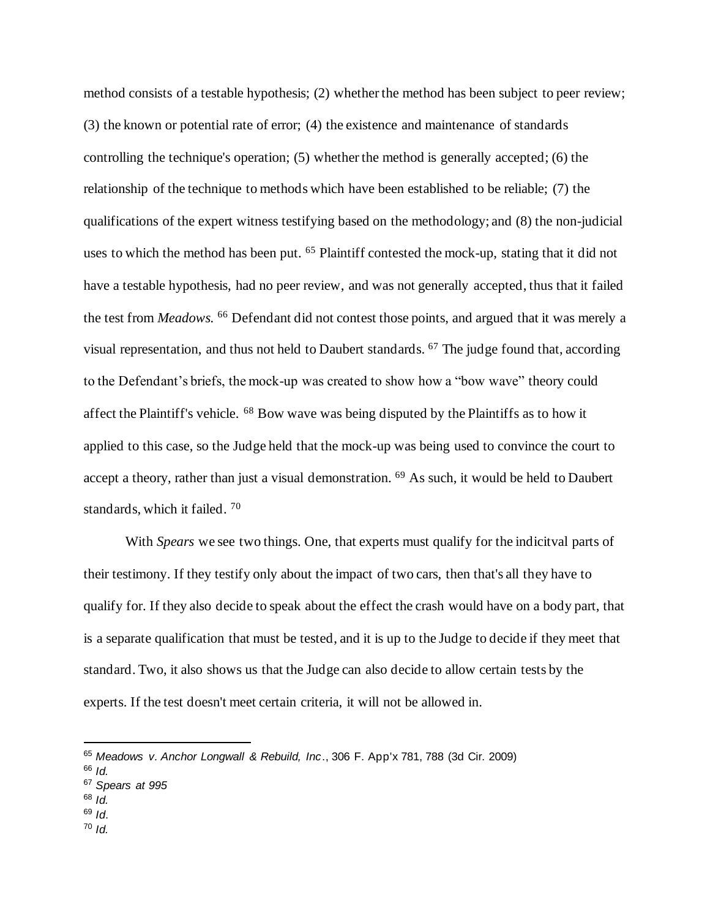method consists of a testable hypothesis; (2) whether the method has been subject to peer review; (3) the known or potential rate of error; (4) the existence and maintenance of standards controlling the technique's operation; (5) whether the method is generally accepted; (6) the relationship of the technique to methods which have been established to be reliable; (7) the qualifications of the expert witness testifying based on the methodology; and (8) the non-judicial uses to which the method has been put. [65] Plaintiff contested the mock-up, stating that it did not have a testable hypothesis, had no peer review, and was not generally accepted, thus that it failed the test from *Meadows.* [66] Defendant did not contest those points, and argued that it was merely a visual representation, and thus not held to Daubert standards. [67] The judge found that, according to the Defendant's briefs, the mock-up was created to show how a "bow wave" theory could affect the Plaintiff's vehicle. [68] Bow wave was being disputed by the Plaintiffs as to how it applied to this case, so the Judge held that the mock-up was being used to convince the court to accept a theory, rather than just a visual demonstration. [69] As such, it would be held to Daubert standards, which it failed. [70]

With *Spears* we see two things. One, that experts must qualify for the indicitval parts of their testimony. If they testify only about the impact of two cars, then that's all they have to qualify for. If they also decide to speak about the effect the crash would have on a body part, that is a separate qualification that must be tested, and it is up to the Judge to decide if they meet that standard. Two, it also shows us that the Judge can also decide to allow certain tests by the experts. If the test doesn't meet certain criteria, it will not be allowed in.

---

[65] *Meadows v. Anchor Longwall & Rebuild, Inc*., 306 F. App'x 781, 788 (3d Cir. 2009)

[66] *Id.*

[67] *Spears at 995*

[68] *Id.*

[69] *Id.*

[70] *Id.*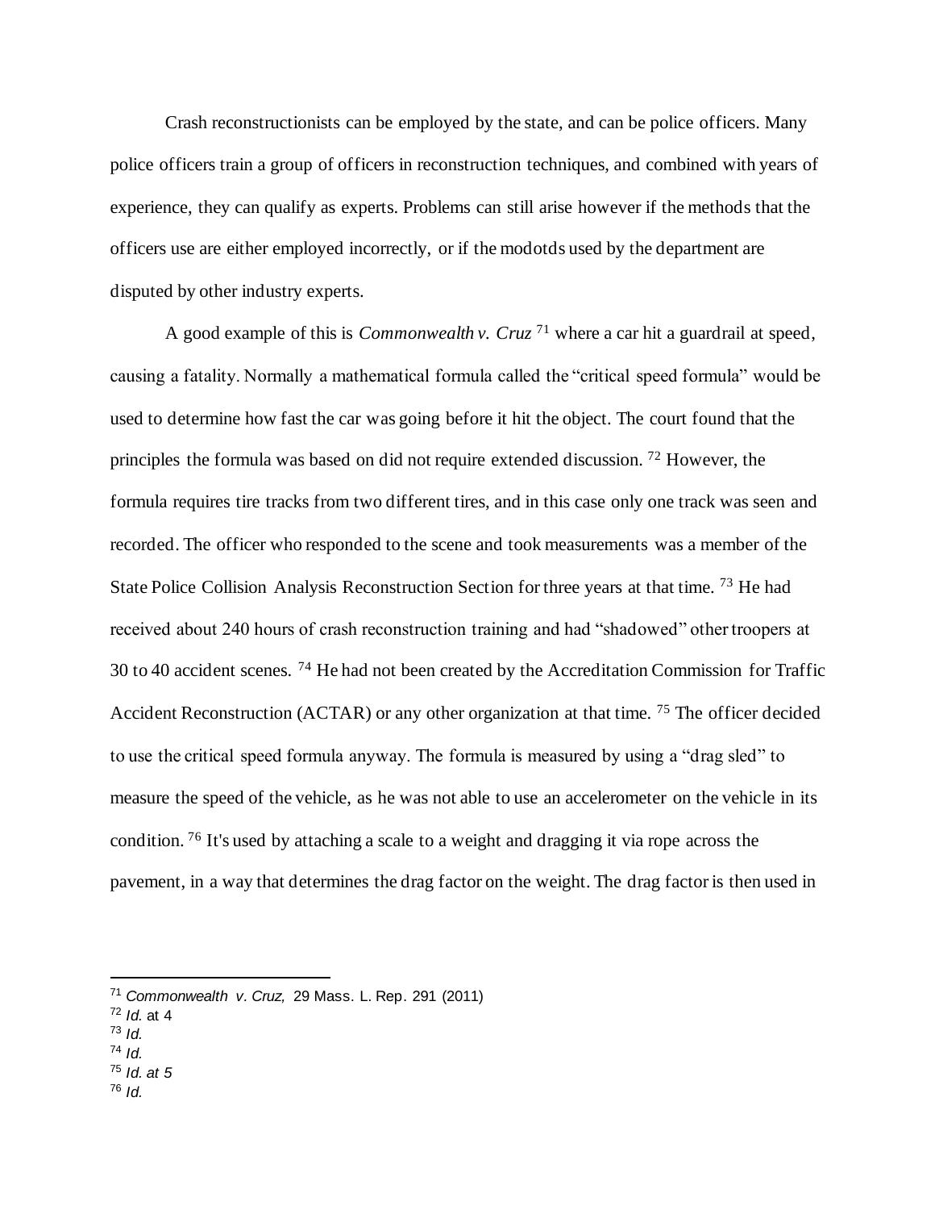Crash reconstructionists can be employed by the state, and can be police officers. Many police officers train a group of officers in reconstruction techniques, and combined with years of experience, they can qualify as experts. Problems can still arise however if the methods that the officers use are either employed incorrectly, or if the modotds used by the department are disputed by other industry experts.

A good example of this is *Commonwealth v. Cruz* [71] where a car hit a guardrail at speed, causing a fatality. Normally a mathematical formula called the "critical speed formula" would be used to determine how fast the car was going before it hit the object. The court found that the principles the formula was based on did not require extended discussion. [72] However, the formula requires tire tracks from two different tires, and in this case only one track was seen and recorded. The officer who responded to the scene and took measurements was a member of the State Police Collision Analysis Reconstruction Section for three years at that time. [73] He had received about 240 hours of crash reconstruction training and had "shadowed" other troopers at 30 to 40 accident scenes. [74] He had not been created by the Accreditation Commission for Traffic Accident Reconstruction (ACTAR) or any other organization at that time. [75] The officer decided to use the critical speed formula anyway. The formula is measured by using a "drag sled" to measure the speed of the vehicle, as he was not able to use an accelerometer on the vehicle in its condition. [76] It's used by attaching a scale to a weight and dragging it via rope across the pavement, in a way that determines the drag factor on the weight. The drag factor is then used in

---

[71] *Commonwealth v. Cruz,* 29 Mass. L. Rep. 291 (2011)
[72] *Id.* at 4
[73] *Id.*
[74] *Id.*
[75] *Id. at 5*
[76] *Id.*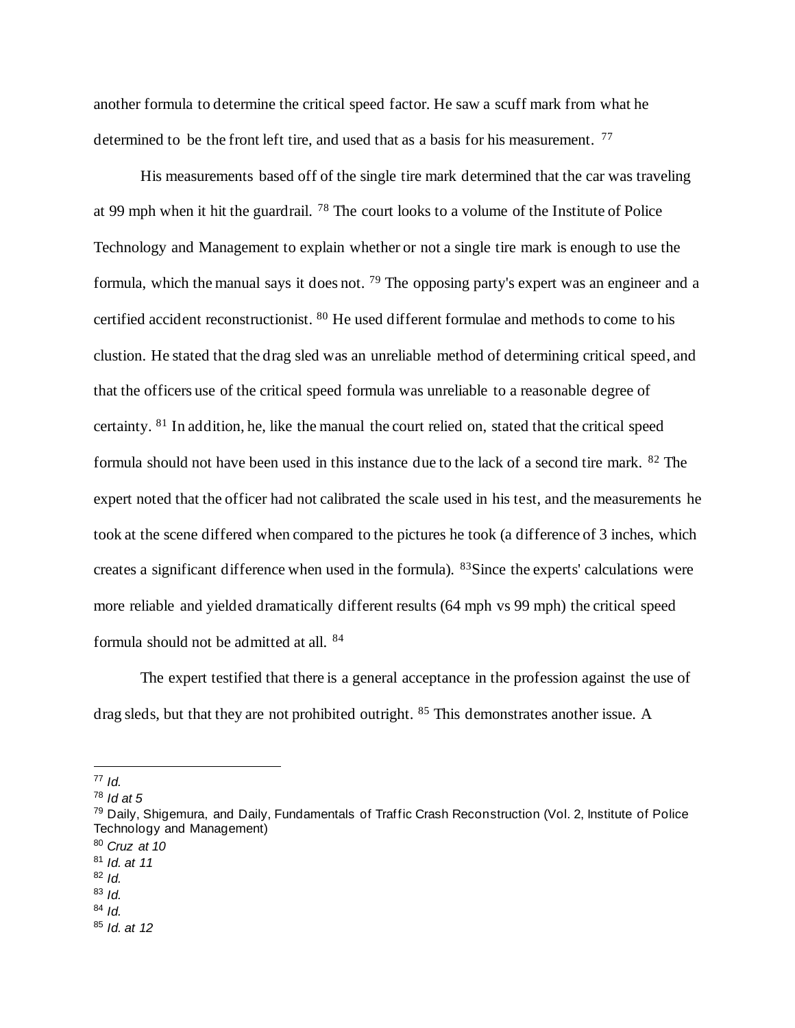another formula to determine the critical speed factor. He saw a scuff mark from what he determined to be the front left tire, and used that as a basis for his measurement. [77]

His measurements based off of the single tire mark determined that the car was traveling at 99 mph when it hit the guardrail. [78] The court looks to a volume of the Institute of Police Technology and Management to explain whether or not a single tire mark is enough to use the formula, which the manual says it does not. [79] The opposing party's expert was an engineer and a certified accident reconstructionist. [80] He used different formulae and methods to come to his clustion. He stated that the drag sled was an unreliable method of determining critical speed, and that the officers use of the critical speed formula was unreliable to a reasonable degree of certainty. [81] In addition, he, like the manual the court relied on, stated that the critical speed formula should not have been used in this instance due to the lack of a second tire mark. [82] The expert noted that the officer had not calibrated the scale used in his test, and the measurements he took at the scene differed when compared to the pictures he took (a difference of 3 inches, which creates a significant difference when used in the formula). [83]Since the experts' calculations were more reliable and yielded dramatically different results (64 mph vs 99 mph) the critical speed formula should not be admitted at all. [84]

The expert testified that there is a general acceptance in the profession against the use of drag sleds, but that they are not prohibited outright. [85] This demonstrates another issue. A

---

[77] *Id.*

[78] *Id at 5*

[79] Daily, Shigemura, and Daily, Fundamentals of Traffic Crash Reconstruction (Vol. 2, Institute of Police Technology and Management)

[80] *Cruz at 10*

[81] *Id. at 11*

[82] *Id.*

[83] *Id.*

[84] *Id.*

[85] *Id. at 12*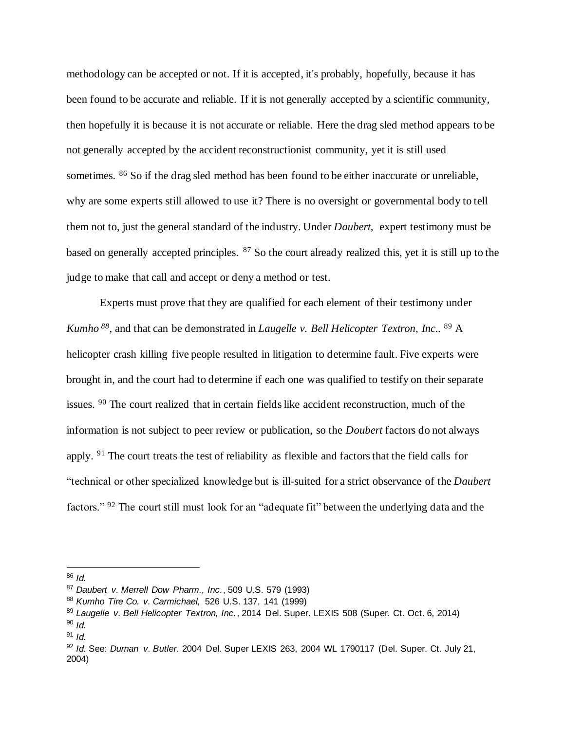methodology can be accepted or not. If it is accepted, it's probably, hopefully, because it has been found to be accurate and reliable. If it is not generally accepted by a scientific community, then hopefully it is because it is not accurate or reliable. Here the drag sled method appears to be not generally accepted by the accident reconstructionist community, yet it is still used sometimes. [86] So if the drag sled method has been found to be either inaccurate or unreliable, why are some experts still allowed to use it? There is no oversight or governmental body to tell them not to, just the general standard of the industry. Under *Daubert,* expert testimony must be based on generally accepted principles. [87] So the court already realized this, yet it is still up to the judge to make that call and accept or deny a method or test.

Experts must prove that they are qualified for each element of their testimony under *Kumho* [88], and that can be demonstrated in *Laugelle v. Bell Helicopter Textron, Inc.*. [89] A helicopter crash killing five people resulted in litigation to determine fault. Five experts were brought in, and the court had to determine if each one was qualified to testify on their separate issues. [90] The court realized that in certain fields like accident reconstruction, much of the information is not subject to peer review or publication, so the *Doubert* factors do not always apply. [91] The court treats the test of reliability as flexible and factors that the field calls for "technical or other specialized knowledge but is ill-suited for a strict observance of the *Daubert* factors." [92] The court still must look for an "adequate fit" between the underlying data and the

---

[86] *Id.*

[87] *Daubert v. Merrell Dow Pharm., Inc.*, 509 U.S. 579 (1993)

[88] *Kumho Tire Co. v. Carmichael,* 526 U.S. 137, 141 (1999)

[89] *Laugelle v. Bell Helicopter Textron, Inc.*, 2014 Del. Super. LEXIS 508 (Super. Ct. Oct. 6, 2014)

[90] *Id.*

[91] *Id.*

[92] *Id.* See: *Durnan v. Butler.* 2004 Del. Super LEXIS 263, 2004 WL 1790117 (Del. Super. Ct. July 21, 2004)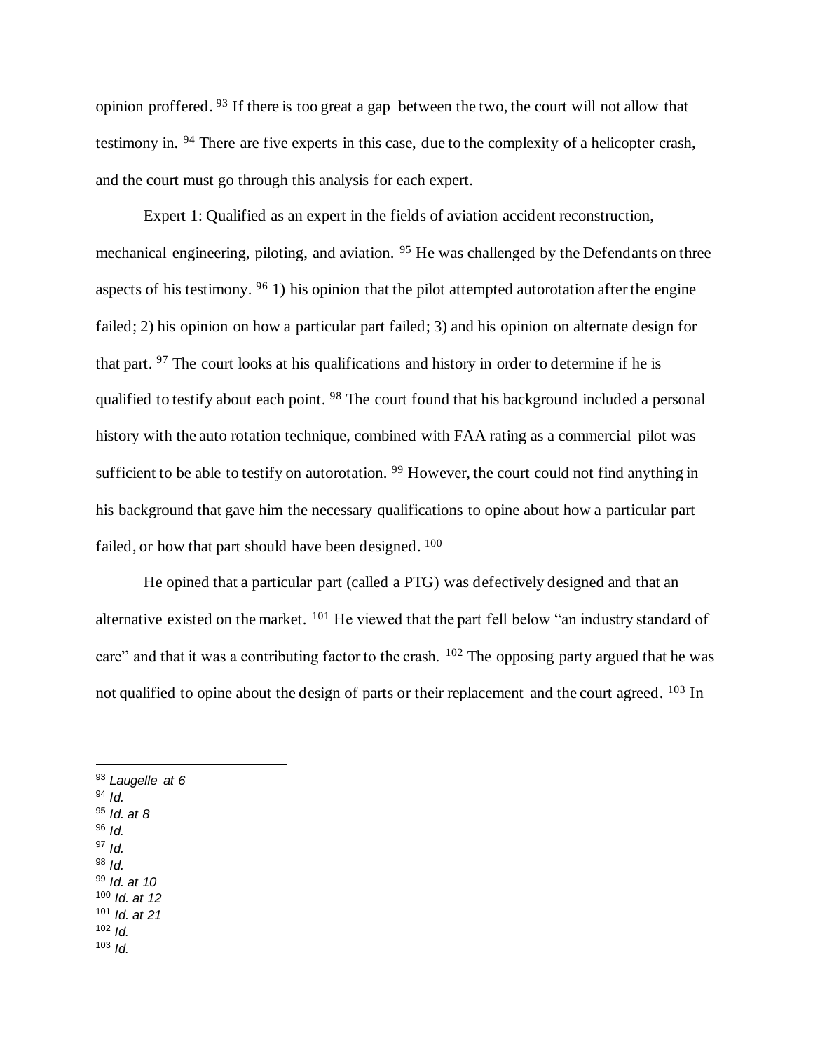opinion proffered.[93] If there is too great a gap between the two, the court will not allow that testimony in.[94] There are five experts in this case, due to the complexity of a helicopter crash, and the court must go through this analysis for each expert.

Expert 1: Qualified as an expert in the fields of aviation accident reconstruction, mechanical engineering, piloting, and aviation.[95] He was challenged by the Defendants on three aspects of his testimony.[96] 1) his opinion that the pilot attempted autorotation after the engine failed; 2) his opinion on how a particular part failed; 3) and his opinion on alternate design for that part.[97] The court looks at his qualifications and history in order to determine if he is qualified to testify about each point.[98] The court found that his background included a personal history with the auto rotation technique, combined with FAA rating as a commercial pilot was sufficient to be able to testify on autorotation.[99] However, the court could not find anything in his background that gave him the necessary qualifications to opine about how a particular part failed, or how that part should have been designed.[100]

He opined that a particular part (called a PTG) was defectively designed and that an alternative existed on the market.[101] He viewed that the part fell below "an industry standard of care" and that it was a contributing factor to the crash.[102] The opposing party argued that he was not qualified to opine about the design of parts or their replacement and the court agreed.[103] In

---

[93] *Laugelle at 6*
[94] *Id.*
[95] *Id. at 8*
[96] *Id.*
[97] *Id.*
[98] *Id.*
[99] *Id. at 10*
[100] *Id. at 12*
[101] *Id. at 21*
[102] *Id.*
[103] *Id.*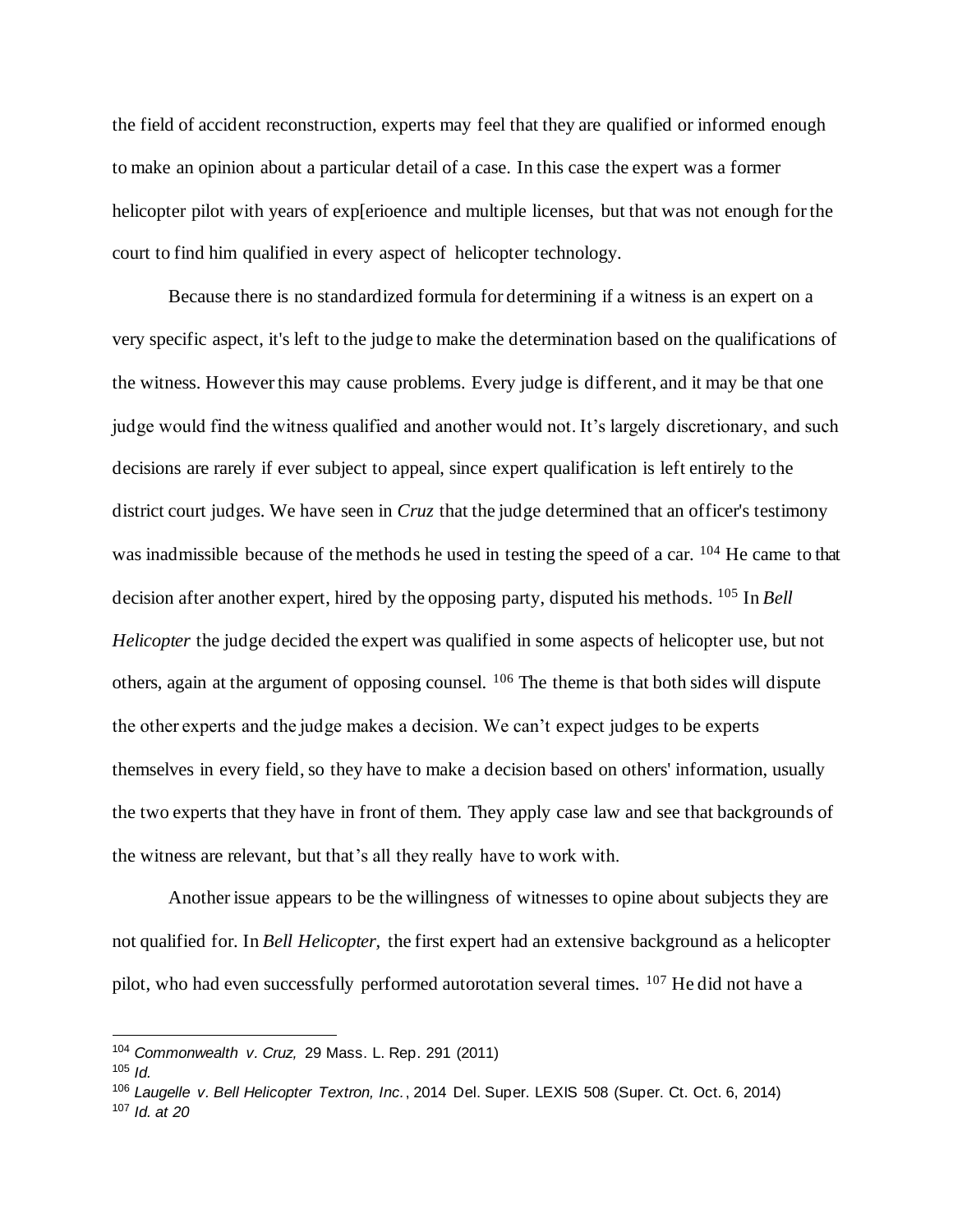the field of accident reconstruction, experts may feel that they are qualified or informed enough to make an opinion about a particular detail of a case. In this case the expert was a former helicopter pilot with years of exp[erioence and multiple licenses, but that was not enough for the court to find him qualified in every aspect of helicopter technology.

Because there is no standardized formula for determining if a witness is an expert on a very specific aspect, it's left to the judge to make the determination based on the qualifications of the witness. However this may cause problems. Every judge is different, and it may be that one judge would find the witness qualified and another would not. It's largely discretionary, and such decisions are rarely if ever subject to appeal, since expert qualification is left entirely to the district court judges. We have seen in *Cruz* that the judge determined that an officer's testimony was inadmissible because of the methods he used in testing the speed of a car. [104] He came to that decision after another expert, hired by the opposing party, disputed his methods. [105] In *Bell Helicopter* the judge decided the expert was qualified in some aspects of helicopter use, but not others, again at the argument of opposing counsel. [106] The theme is that both sides will dispute the other experts and the judge makes a decision. We can't expect judges to be experts themselves in every field, so they have to make a decision based on others' information, usually the two experts that they have in front of them. They apply case law and see that backgrounds of the witness are relevant, but that's all they really have to work with.

Another issue appears to be the willingness of witnesses to opine about subjects they are not qualified for. In *Bell Helicopter,* the first expert had an extensive background as a helicopter pilot, who had even successfully performed autorotation several times. [107] He did not have a

---

[104] *Commonwealth v. Cruz,* 29 Mass. L. Rep. 291 (2011)

[105] *Id.*

[106] *Laugelle v. Bell Helicopter Textron, Inc.*, 2014 Del. Super. LEXIS 508 (Super. Ct. Oct. 6, 2014)

[107] *Id. at 20*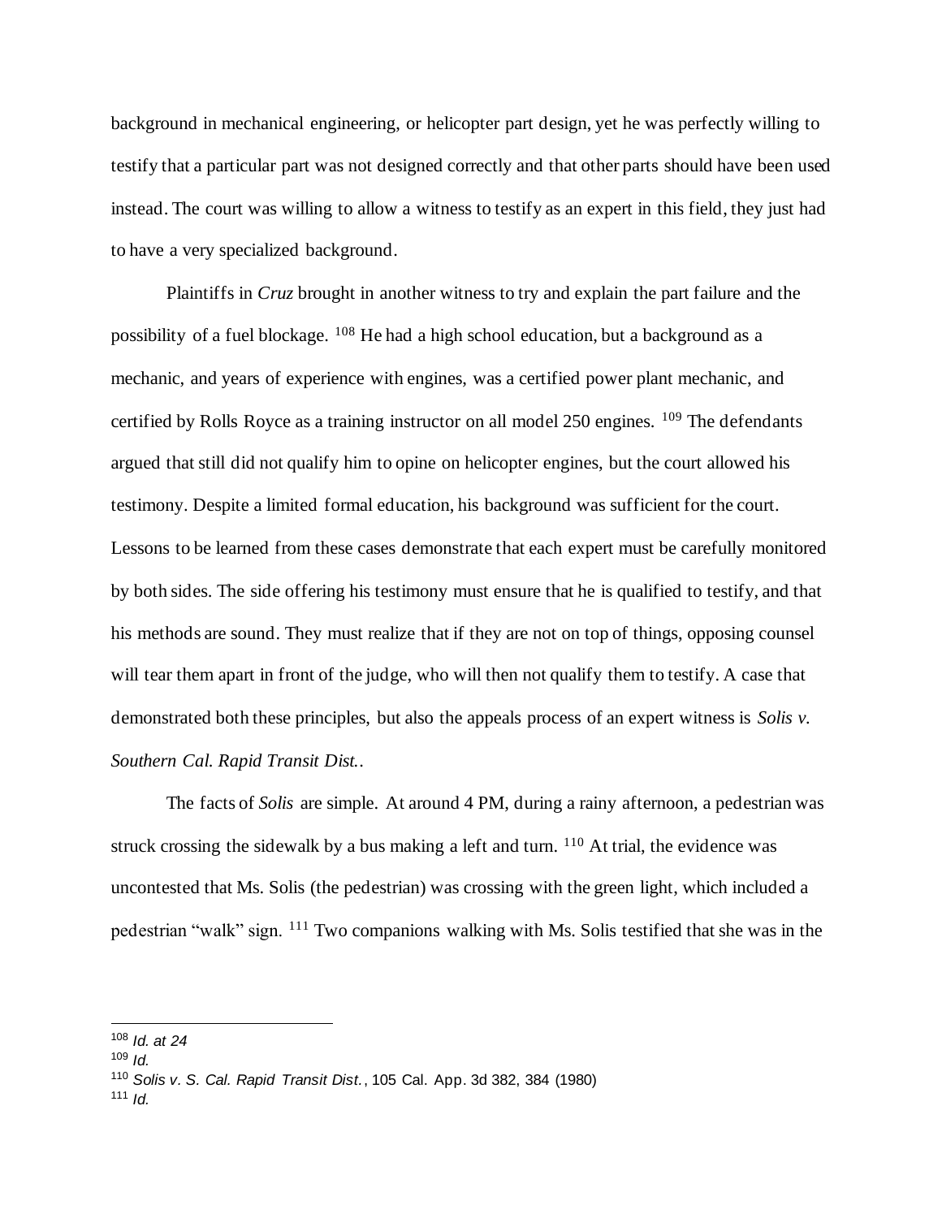background in mechanical engineering, or helicopter part design, yet he was perfectly willing to testify that a particular part was not designed correctly and that other parts should have been used instead. The court was willing to allow a witness to testify as an expert in this field, they just had to have a very specialized background.

Plaintiffs in *Cruz* brought in another witness to try and explain the part failure and the possibility of a fuel blockage. [108] He had a high school education, but a background as a mechanic, and years of experience with engines, was a certified power plant mechanic, and certified by Rolls Royce as a training instructor on all model 250 engines. [109] The defendants argued that still did not qualify him to opine on helicopter engines, but the court allowed his testimony. Despite a limited formal education, his background was sufficient for the court. Lessons to be learned from these cases demonstrate that each expert must be carefully monitored by both sides. The side offering his testimony must ensure that he is qualified to testify, and that his methods are sound. They must realize that if they are not on top of things, opposing counsel will tear them apart in front of the judge, who will then not qualify them to testify. A case that demonstrated both these principles, but also the appeals process of an expert witness is *Solis v. Southern Cal. Rapid Transit Dist.*.

The facts of *Solis* are simple. At around 4 PM, during a rainy afternoon, a pedestrian was struck crossing the sidewalk by a bus making a left and turn. [110] At trial, the evidence was uncontested that Ms. Solis (the pedestrian) was crossing with the green light, which included a pedestrian "walk" sign. [111] Two companions walking with Ms. Solis testified that she was in the

---

[108] *Id. at 24*

[109] *Id.*

[110] *Solis v. S. Cal. Rapid Transit Dist.*, 105 Cal. App. 3d 382, 384 (1980)

[111] *Id.*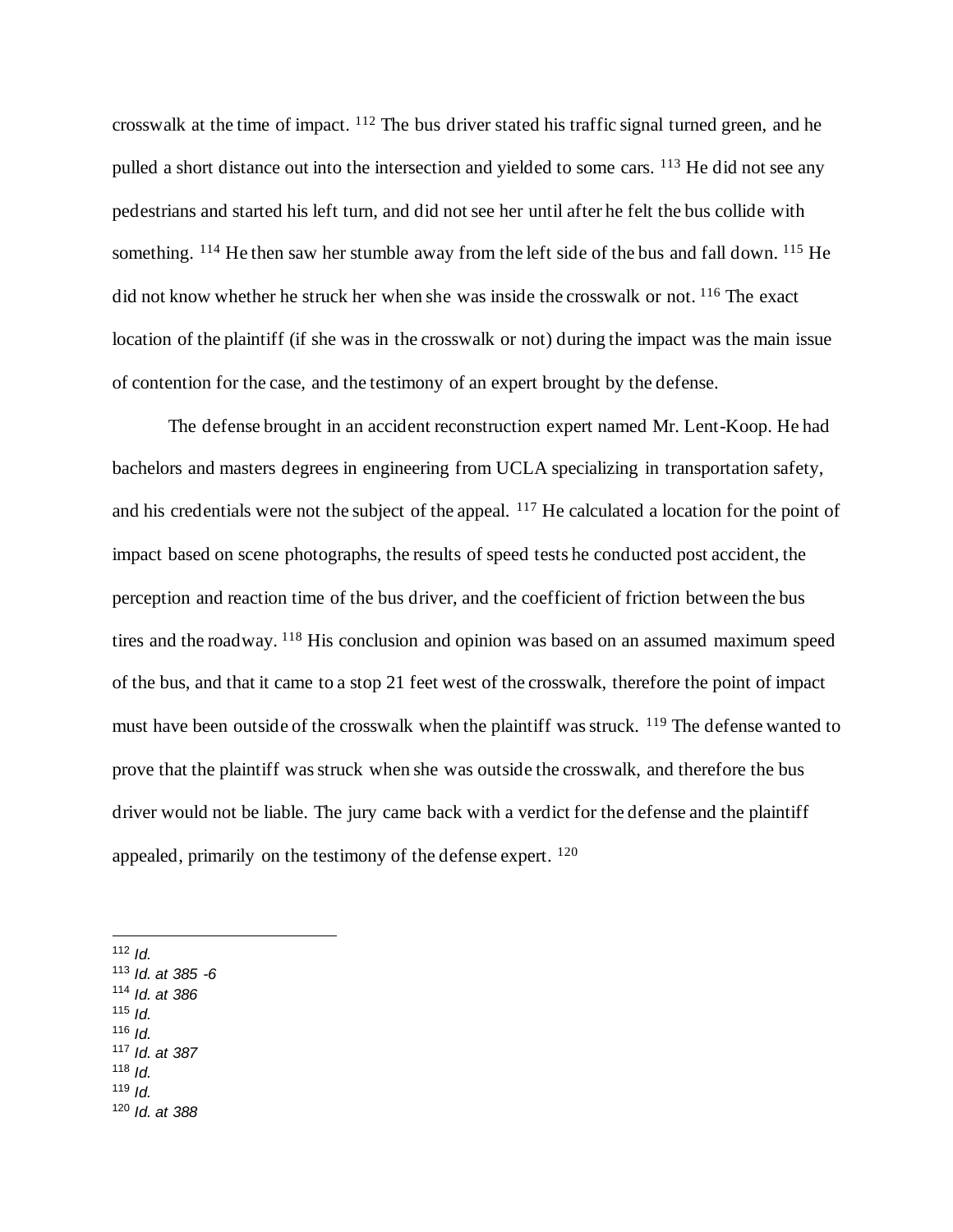crosswalk at the time of impact. [112] The bus driver stated his traffic signal turned green, and he pulled a short distance out into the intersection and yielded to some cars. [113] He did not see any pedestrians and started his left turn, and did not see her until after he felt the bus collide with something. [114] He then saw her stumble away from the left side of the bus and fall down. [115] He did not know whether he struck her when she was inside the crosswalk or not. [116] The exact location of the plaintiff (if she was in the crosswalk or not) during the impact was the main issue of contention for the case, and the testimony of an expert brought by the defense.

The defense brought in an accident reconstruction expert named Mr. Lent-Koop. He had bachelors and masters degrees in engineering from UCLA specializing in transportation safety, and his credentials were not the subject of the appeal. [117] He calculated a location for the point of impact based on scene photographs, the results of speed tests he conducted post accident, the perception and reaction time of the bus driver, and the coefficient of friction between the bus tires and the roadway. [118] His conclusion and opinion was based on an assumed maximum speed of the bus, and that it came to a stop 21 feet west of the crosswalk, therefore the point of impact must have been outside of the crosswalk when the plaintiff was struck. [119] The defense wanted to prove that the plaintiff was struck when she was outside the crosswalk, and therefore the bus driver would not be liable. The jury came back with a verdict for the defense and the plaintiff appealed, primarily on the testimony of the defense expert. [120]

---

[112] *Id.*
[113] *Id. at 385 -6*
[114] *Id. at 386*
[115] *Id.*
[116] *Id.*
[117] *Id. at 387*
[118] *Id.*
[119] *Id.*
[120] *Id. at 388*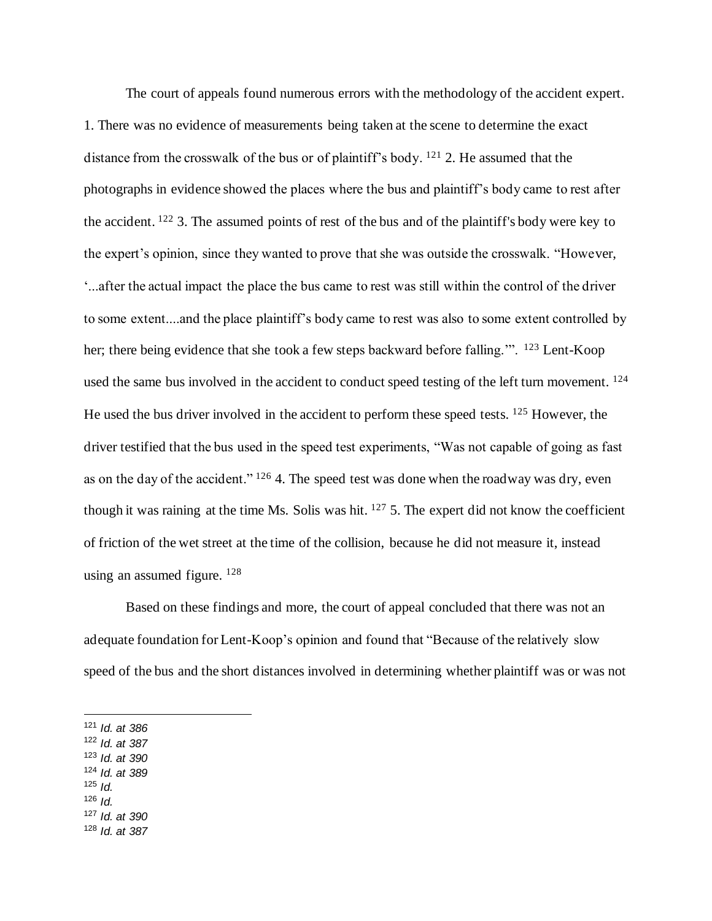The court of appeals found numerous errors with the methodology of the accident expert. 1. There was no evidence of measurements being taken at the scene to determine the exact distance from the crosswalk of the bus or of plaintiff's body. [121] 2. He assumed that the photographs in evidence showed the places where the bus and plaintiff's body came to rest after the accident. [122] 3. The assumed points of rest of the bus and of the plaintiff's body were key to the expert's opinion, since they wanted to prove that she was outside the crosswalk. "However, '...after the actual impact the place the bus came to rest was still within the control of the driver to some extent....and the place plaintiff's body came to rest was also to some extent controlled by her; there being evidence that she took a few steps backward before falling.'". [123] Lent-Koop used the same bus involved in the accident to conduct speed testing of the left turn movement. [124] He used the bus driver involved in the accident to perform these speed tests. [125] However, the driver testified that the bus used in the speed test experiments, "Was not capable of going as fast as on the day of the accident." [126] 4. The speed test was done when the roadway was dry, even though it was raining at the time Ms. Solis was hit. [127] 5. The expert did not know the coefficient of friction of the wet street at the time of the collision, because he did not measure it, instead using an assumed figure. [128]

Based on these findings and more, the court of appeal concluded that there was not an adequate foundation for Lent-Koop's opinion and found that "Because of the relatively slow speed of the bus and the short distances involved in determining whether plaintiff was or was not

---

[121] *Id. at 386*
[122] *Id. at 387*
[123] *Id. at 390*
[124] *Id. at 389*
[125] *Id.*
[126] *Id.*
[127] *Id. at 390*
[128] *Id. at 387*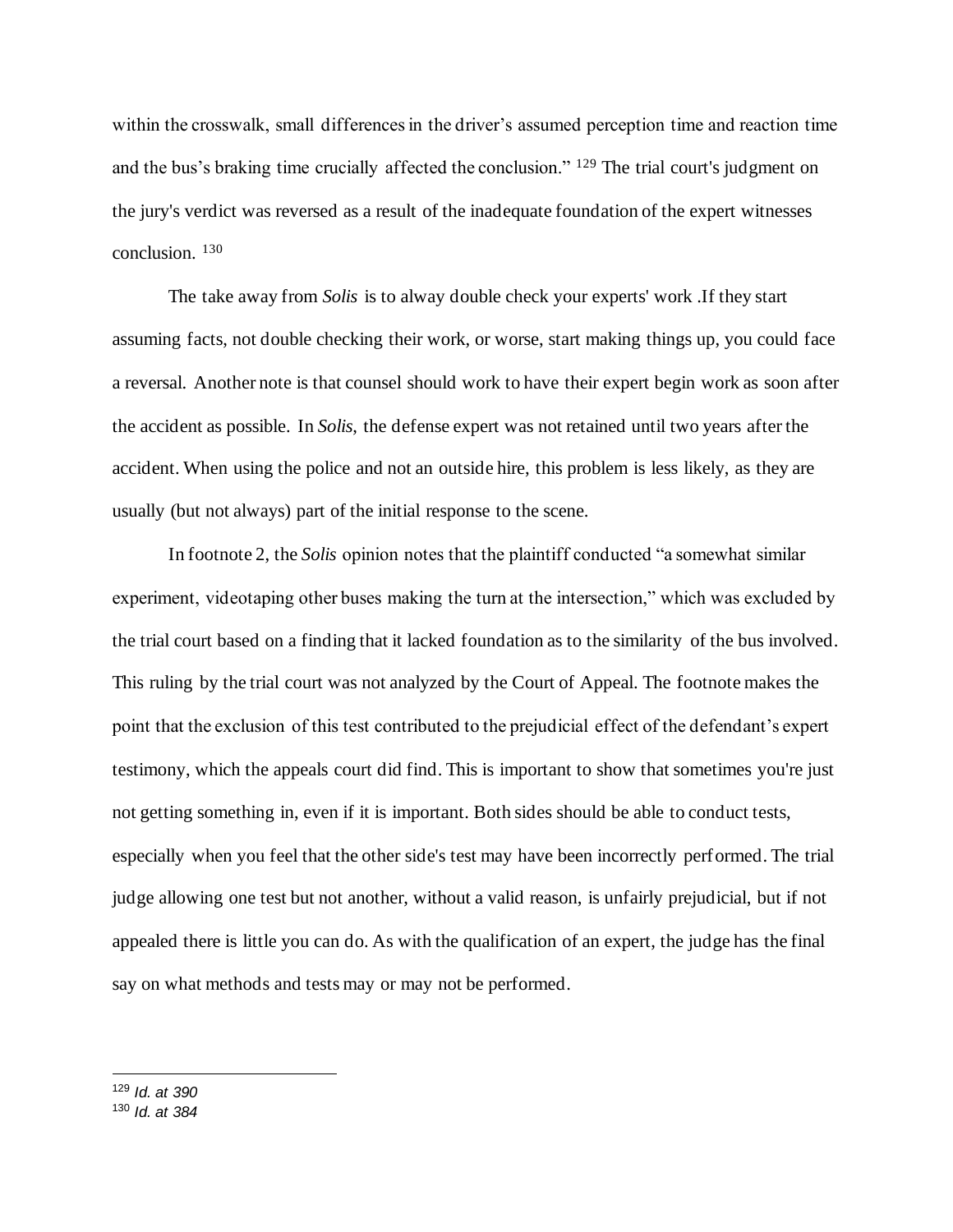within the crosswalk, small differences in the driver's assumed perception time and reaction time and the bus's braking time crucially affected the conclusion." [129] The trial court's judgment on the jury's verdict was reversed as a result of the inadequate foundation of the expert witnesses conclusion. [130]

The take away from *Solis* is to alway double check your experts' work .If they start assuming facts, not double checking their work, or worse, start making things up, you could face a reversal. Another note is that counsel should work to have their expert begin work as soon after the accident as possible. In *Solis*, the defense expert was not retained until two years after the accident. When using the police and not an outside hire, this problem is less likely, as they are usually (but not always) part of the initial response to the scene.

In footnote 2, the *Solis* opinion notes that the plaintiff conducted "a somewhat similar experiment, videotaping other buses making the turn at the intersection," which was excluded by the trial court based on a finding that it lacked foundation as to the similarity of the bus involved. This ruling by the trial court was not analyzed by the Court of Appeal. The footnote makes the point that the exclusion of this test contributed to the prejudicial effect of the defendant's expert testimony, which the appeals court did find. This is important to show that sometimes you're just not getting something in, even if it is important. Both sides should be able to conduct tests, especially when you feel that the other side's test may have been incorrectly performed. The trial judge allowing one test but not another, without a valid reason, is unfairly prejudicial, but if not appealed there is little you can do. As with the qualification of an expert, the judge has the final say on what methods and tests may or may not be performed.

---

[129] *Id. at 390*
[130] *Id. at 384*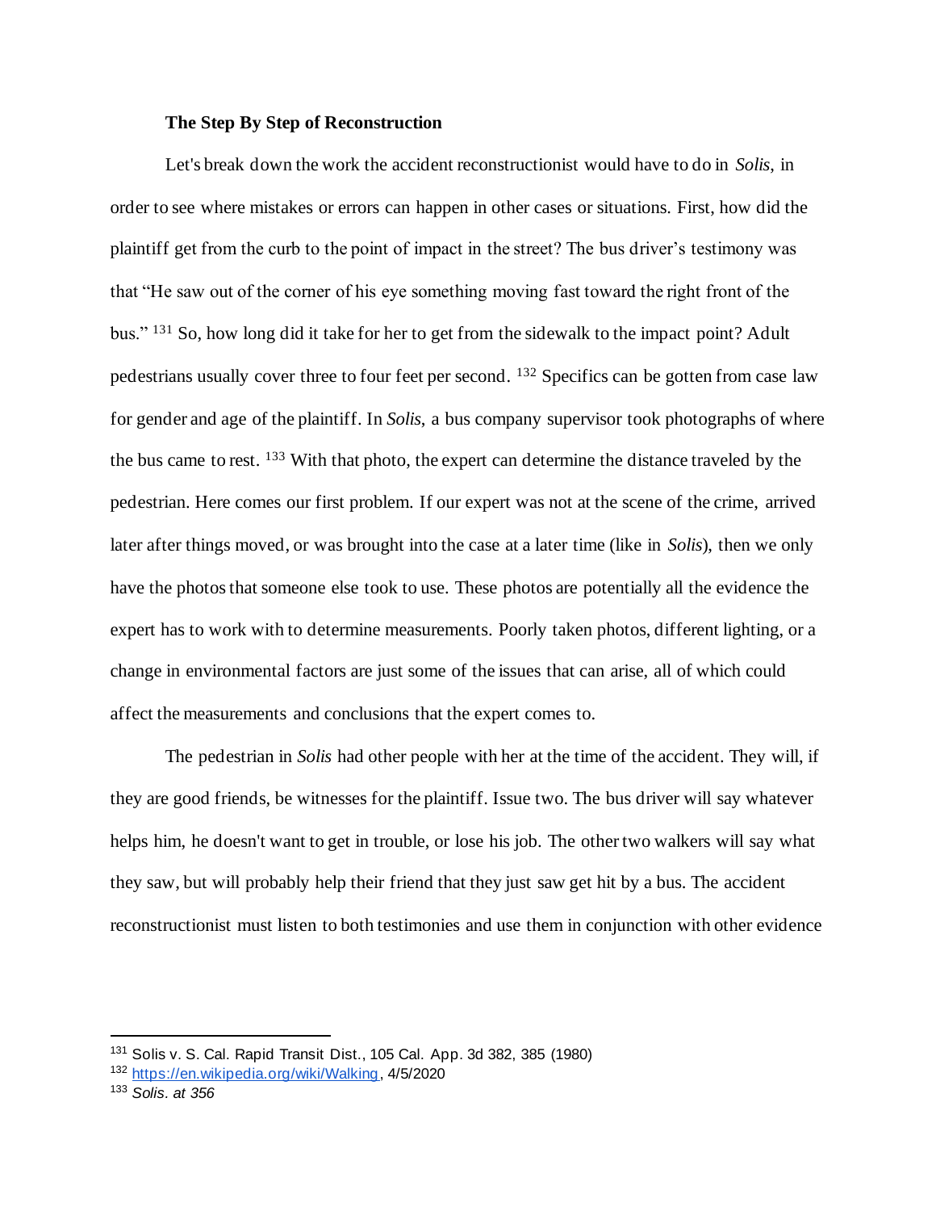**The Step By Step of Reconstruction**

Let's break down the work the accident reconstructionist would have to do in *Solis*, in order to see where mistakes or errors can happen in other cases or situations. First, how did the plaintiff get from the curb to the point of impact in the street? The bus driver's testimony was that "He saw out of the corner of his eye something moving fast toward the right front of the bus." [131] So, how long did it take for her to get from the sidewalk to the impact point? Adult pedestrians usually cover three to four feet per second. [132] Specifics can be gotten from case law for gender and age of the plaintiff. In *Solis*, a bus company supervisor took photographs of where the bus came to rest. [133] With that photo, the expert can determine the distance traveled by the pedestrian. Here comes our first problem. If our expert was not at the scene of the crime, arrived later after things moved, or was brought into the case at a later time (like in *Solis*), then we only have the photos that someone else took to use. These photos are potentially all the evidence the expert has to work with to determine measurements. Poorly taken photos, different lighting, or a change in environmental factors are just some of the issues that can arise, all of which could affect the measurements and conclusions that the expert comes to.

The pedestrian in *Solis* had other people with her at the time of the accident. They will, if they are good friends, be witnesses for the plaintiff. Issue two. The bus driver will say whatever helps him, he doesn't want to get in trouble, or lose his job. The other two walkers will say what they saw, but will probably help their friend that they just saw get hit by a bus. The accident reconstructionist must listen to both testimonies and use them in conjunction with other evidence

---

[131] Solis v. S. Cal. Rapid Transit Dist., 105 Cal. App. 3d 382, 385 (1980)

[132] https://en.wikipedia.org/wiki/Walking, 4/5/2020

[133] *Solis. at 356*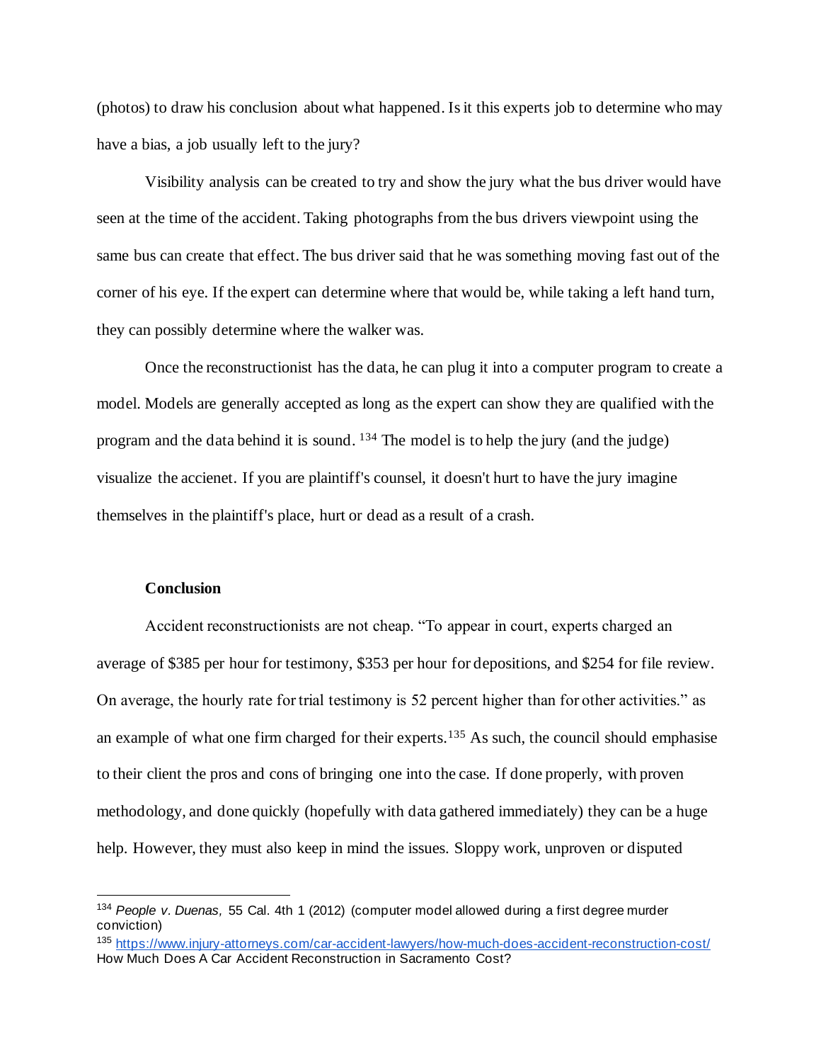(photos) to draw his conclusion about what happened. Is it this experts job to determine who may have a bias, a job usually left to the jury?

Visibility analysis can be created to try and show the jury what the bus driver would have seen at the time of the accident. Taking photographs from the bus drivers viewpoint using the same bus can create that effect. The bus driver said that he was something moving fast out of the corner of his eye. If the expert can determine where that would be, while taking a left hand turn, they can possibly determine where the walker was.

Once the reconstructionist has the data, he can plug it into a computer program to create a model. Models are generally accepted as long as the expert can show they are qualified with the program and the data behind it is sound. [134] The model is to help the jury (and the judge) visualize the accienet. If you are plaintiff's counsel, it doesn't hurt to have the jury imagine themselves in the plaintiff's place, hurt or dead as a result of a crash.

**Conclusion**

Accident reconstructionists are not cheap. "To appear in court, experts charged an average of $385 per hour for testimony, $353 per hour for depositions, and $254 for file review. On average, the hourly rate for trial testimony is 52 percent higher than for other activities." as an example of what one firm charged for their experts.[135] As such, the council should emphasise to their client the pros and cons of bringing one into the case. If done properly, with proven methodology, and done quickly (hopefully with data gathered immediately) they can be a huge help. However, they must also keep in mind the issues. Sloppy work, unproven or disputed

---

[134] *People v. Duenas,* 55 Cal. 4th 1 (2012) (computer model allowed during a first degree murder conviction)

[135] https://www.injury-attorneys.com/car-accident-lawyers/how-much-does-accident-reconstruction-cost/ How Much Does A Car Accident Reconstruction in Sacramento Cost?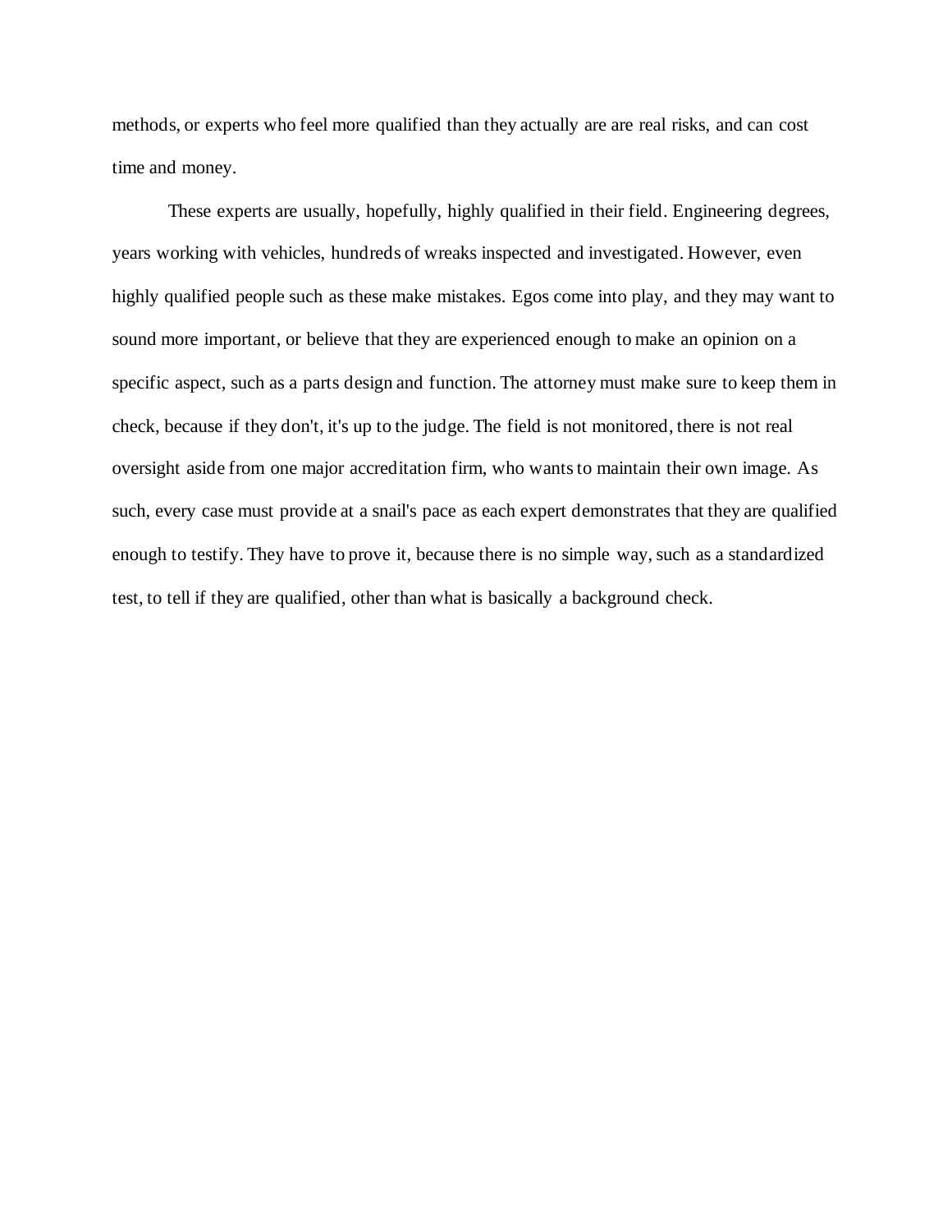methods, or experts who feel more qualified than they actually are are real risks, and can cost time and money.

These experts are usually, hopefully, highly qualified in their field. Engineering degrees, years working with vehicles, hundreds of wreaks inspected and investigated. However, even highly qualified people such as these make mistakes. Egos come into play, and they may want to sound more important, or believe that they are experienced enough to make an opinion on a specific aspect, such as a parts design and function. The attorney must make sure to keep them in check, because if they don't, it's up to the judge. The field is not monitored, there is not real oversight aside from one major accreditation firm, who wants to maintain their own image. As such, every case must provide at a snail's pace as each expert demonstrates that they are qualified enough to testify. They have to prove it, because there is no simple way, such as a standardized test, to tell if they are qualified, other than what is basically a background check.